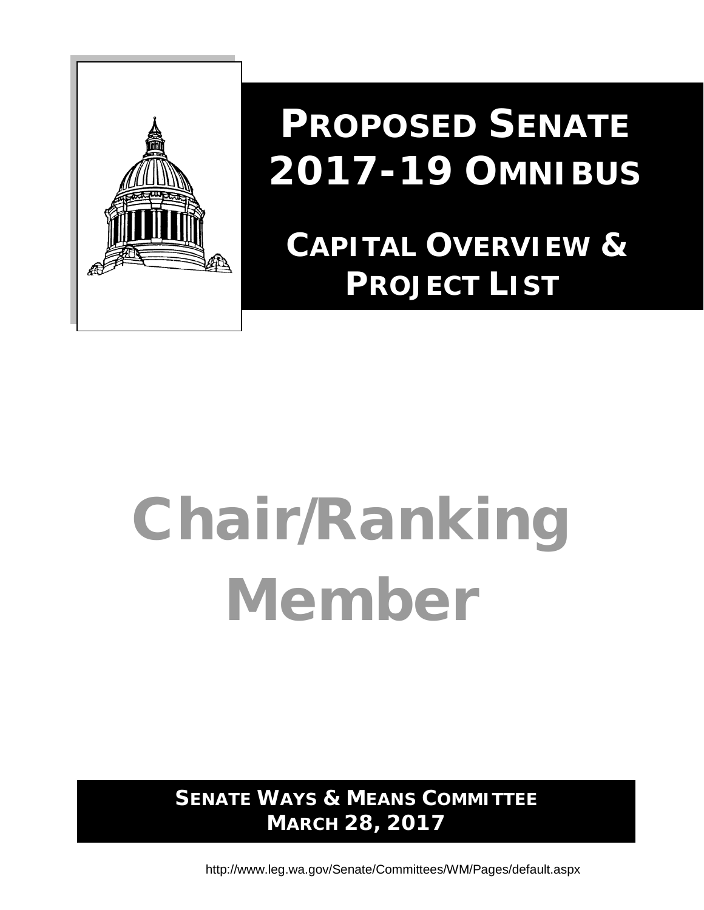# PROPOSED SENATE 2017-19 OMNIBUS

## CAPITAL OVERVIEW & PROJECT LIST

# Chair/Ranking Member

**SENATE WAYS & MEANS COMMITTEE**
**MARCH 28, 2017**

http://www.leg.wa.gov/Senate/Committees/WM/Pages/default.aspx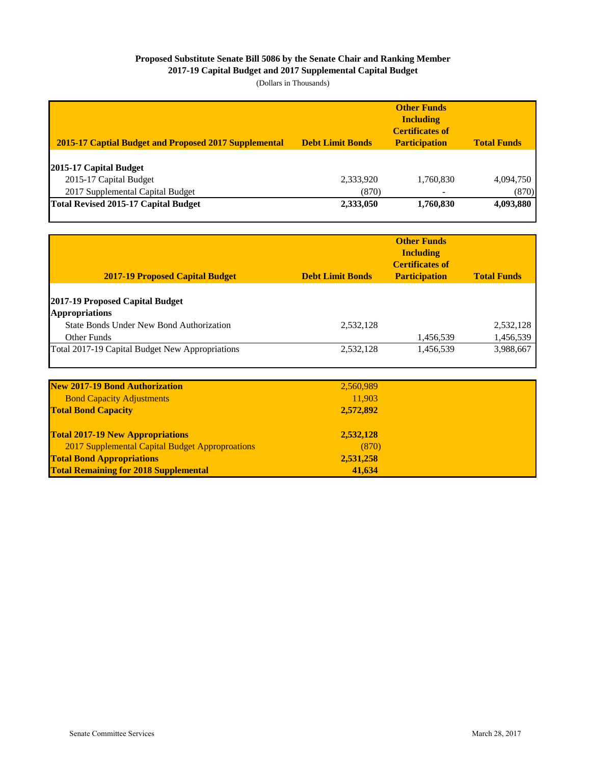**Proposed Substitute Senate Bill 5086 by the Senate Chair and Ranking Member**
**2017-19 Capital Budget and 2017 Supplemental Capital Budget**
(Dollars in Thousands)

| 2015-17 Captial Budget and Proposed 2017 Supplemental | Debt Limit Bonds | Other Funds Including Certificates of Participation | Total Funds |
|---|---|---|---|
| **2015-17 Capital Budget** | | | |
| 2015-17 Capital Budget | 2,333,920 | 1,760,830 | 4,094,750 |
| 2017 Supplemental Capital Budget | (870) | - | (870) |
| **Total Revised 2015-17 Capital Budget** | **2,333,050** | **1,760,830** | **4,093,880** |

| 2017-19 Proposed Capital Budget | Debt Limit Bonds | Other Funds Including Certificates of Participation | Total Funds |
|---|---|---|---|
| **2017-19 Proposed Capital Budget** | | | |
| **Appropriations** | | | |
| State Bonds Under New Bond Authorization | 2,532,128 | | 2,532,128 |
| Other Funds | | 1,456,539 | 1,456,539 |
| Total 2017-19 Capital Budget New Appropriations | 2,532,128 | 1,456,539 | 3,988,667 |

| | |
|---|---|
| **New 2017-19 Bond Authorization** | 2,560,989 |
| Bond Capacity Adjustments | 11,903 |
| **Total Bond Capacity** | **2,572,892** |
| | |
| **Total 2017-19 New Appropriations** | **2,532,128** |
| 2017 Supplemental Capital Budget Approproations | (870) |
| **Total Bond Appropriations** | **2,531,258** |
| **Total Remaining for 2018 Supplemental** | **41,634** |

Senate Committee Services

March 28, 2017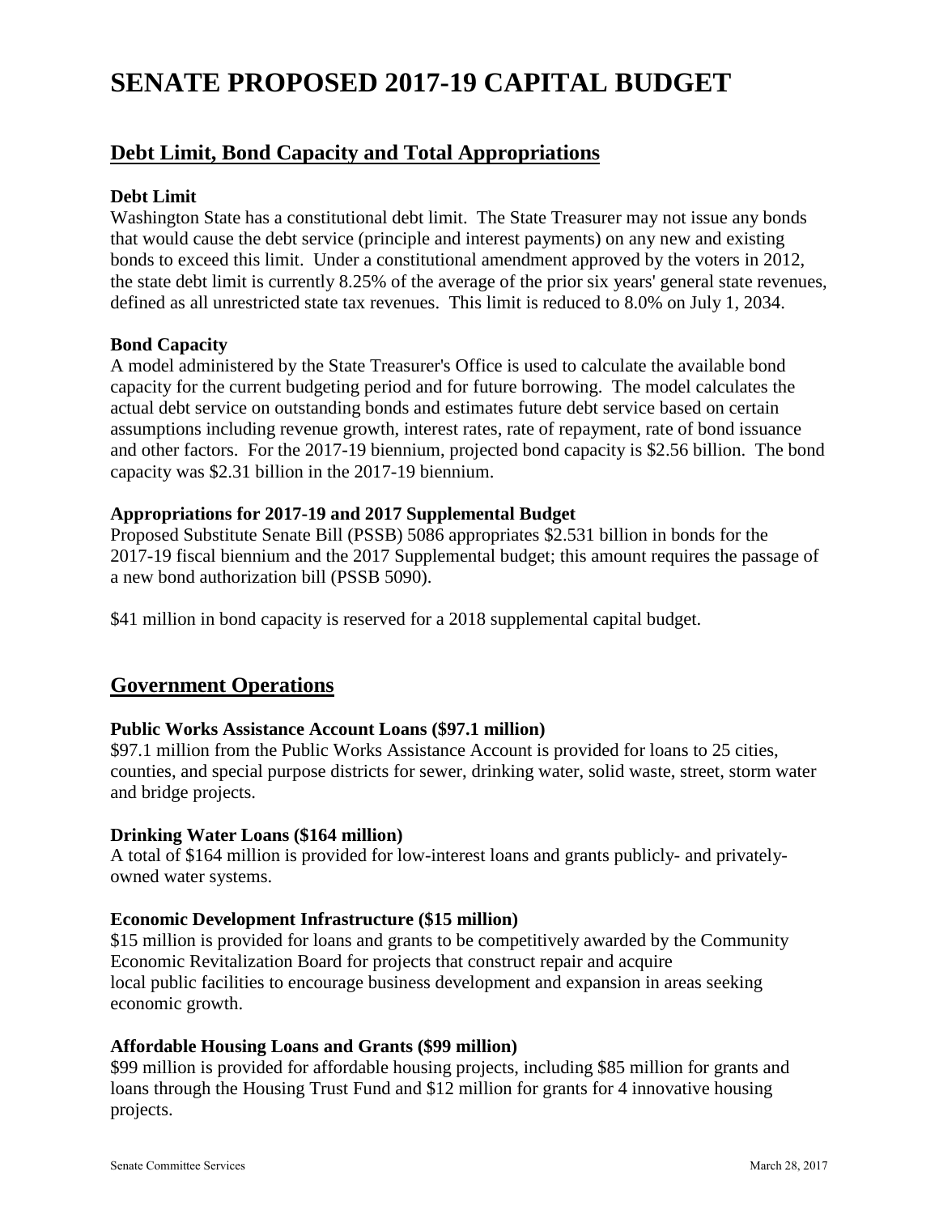# SENATE PROPOSED 2017-19 CAPITAL BUDGET

## Debt Limit, Bond Capacity and Total Appropriations

**Debt Limit**

Washington State has a constitutional debt limit. The State Treasurer may not issue any bonds that would cause the debt service (principle and interest payments) on any new and existing bonds to exceed this limit. Under a constitutional amendment approved by the voters in 2012, the state debt limit is currently 8.25% of the average of the prior six years' general state revenues, defined as all unrestricted state tax revenues. This limit is reduced to 8.0% on July 1, 2034.

**Bond Capacity**

A model administered by the State Treasurer's Office is used to calculate the available bond capacity for the current budgeting period and for future borrowing. The model calculates the actual debt service on outstanding bonds and estimates future debt service based on certain assumptions including revenue growth, interest rates, rate of repayment, rate of bond issuance and other factors. For the 2017-19 biennium, projected bond capacity is $2.56 billion. The bond capacity was $2.31 billion in the 2017-19 biennium.

**Appropriations for 2017-19 and 2017 Supplemental Budget**

Proposed Substitute Senate Bill (PSSB) 5086 appropriates $2.531 billion in bonds for the 2017-19 fiscal biennium and the 2017 Supplemental budget; this amount requires the passage of a new bond authorization bill (PSSB 5090).

$41 million in bond capacity is reserved for a 2018 supplemental capital budget.

## Government Operations

**Public Works Assistance Account Loans ($97.1 million)**

$97.1 million from the Public Works Assistance Account is provided for loans to 25 cities, counties, and special purpose districts for sewer, drinking water, solid waste, street, storm water and bridge projects.

**Drinking Water Loans ($164 million)**

A total of $164 million is provided for low-interest loans and grants publicly- and privately-owned water systems.

**Economic Development Infrastructure ($15 million)**

$15 million is provided for loans and grants to be competitively awarded by the Community Economic Revitalization Board for projects that construct repair and acquire local public facilities to encourage business development and expansion in areas seeking economic growth.

**Affordable Housing Loans and Grants ($99 million)**

$99 million is provided for affordable housing projects, including $85 million for grants and loans through the Housing Trust Fund and $12 million for grants for 4 innovative housing projects.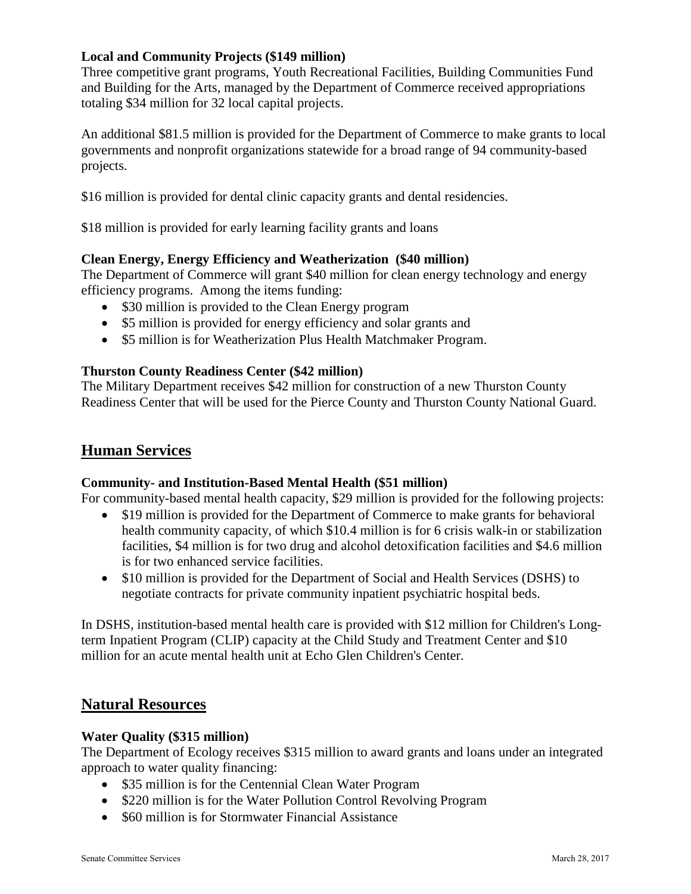**Local and Community Projects ($149 million)**

Three competitive grant programs, Youth Recreational Facilities, Building Communities Fund and Building for the Arts, managed by the Department of Commerce received appropriations totaling $34 million for 32 local capital projects.

An additional $81.5 million is provided for the Department of Commerce to make grants to local governments and nonprofit organizations statewide for a broad range of 94 community-based projects.

$16 million is provided for dental clinic capacity grants and dental residencies.

$18 million is provided for early learning facility grants and loans

**Clean Energy, Energy Efficiency and Weatherization ($40 million)**

The Department of Commerce will grant $40 million for clean energy technology and energy efficiency programs. Among the items funding:

- $30 million is provided to the Clean Energy program
- $5 million is provided for energy efficiency and solar grants and
- $5 million is for Weatherization Plus Health Matchmaker Program.

**Thurston County Readiness Center ($42 million)**

The Military Department receives $42 million for construction of a new Thurston County Readiness Center that will be used for the Pierce County and Thurston County National Guard.

## Human Services

**Community- and Institution-Based Mental Health ($51 million)**

For community-based mental health capacity, $29 million is provided for the following projects:

- $19 million is provided for the Department of Commerce to make grants for behavioral health community capacity, of which $10.4 million is for 6 crisis walk-in or stabilization facilities, $4 million is for two drug and alcohol detoxification facilities and $4.6 million is for two enhanced service facilities.
- $10 million is provided for the Department of Social and Health Services (DSHS) to negotiate contracts for private community inpatient psychiatric hospital beds.

In DSHS, institution-based mental health care is provided with $12 million for Children's Long-term Inpatient Program (CLIP) capacity at the Child Study and Treatment Center and $10 million for an acute mental health unit at Echo Glen Children's Center.

## Natural Resources

**Water Quality ($315 million)**

The Department of Ecology receives $315 million to award grants and loans under an integrated approach to water quality financing:

- $35 million is for the Centennial Clean Water Program
- $220 million is for the Water Pollution Control Revolving Program
- $60 million is for Stormwater Financial Assistance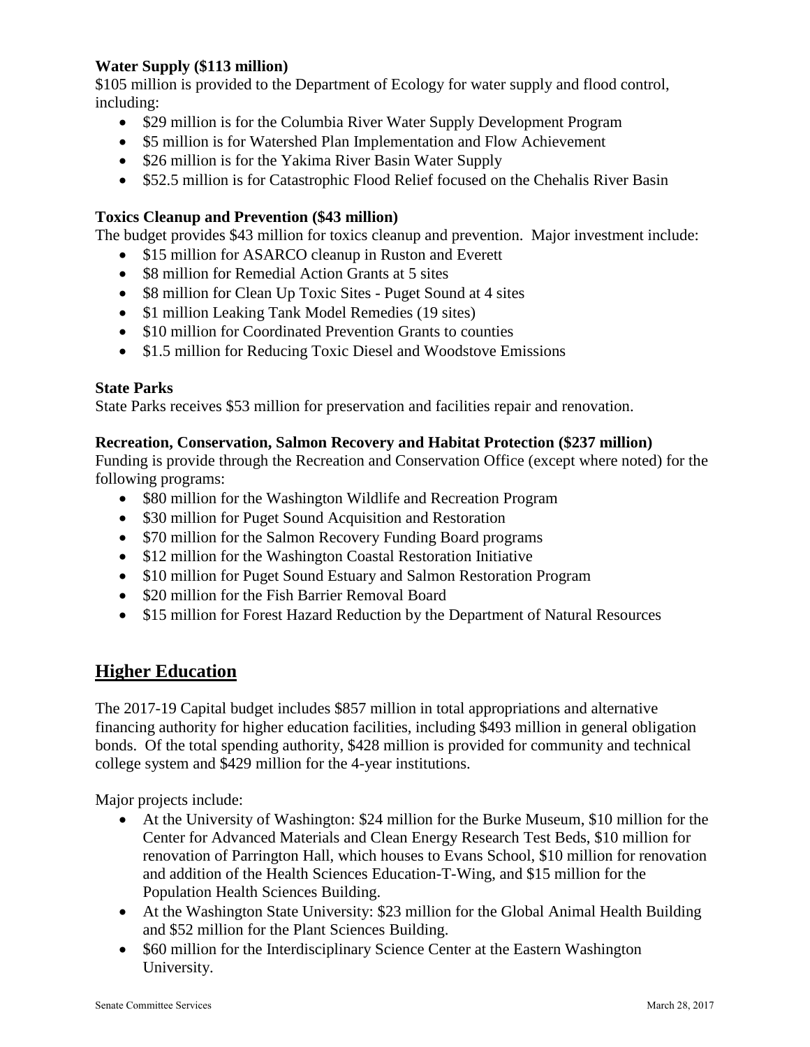**Water Supply ($113 million)**

$105 million is provided to the Department of Ecology for water supply and flood control, including:

- $29 million is for the Columbia River Water Supply Development Program
- $5 million is for Watershed Plan Implementation and Flow Achievement
- $26 million is for the Yakima River Basin Water Supply
- $52.5 million is for Catastrophic Flood Relief focused on the Chehalis River Basin

**Toxics Cleanup and Prevention ($43 million)**

The budget provides $43 million for toxics cleanup and prevention. Major investment include:

- $15 million for ASARCO cleanup in Ruston and Everett
- $8 million for Remedial Action Grants at 5 sites
- $8 million for Clean Up Toxic Sites - Puget Sound at 4 sites
- $1 million Leaking Tank Model Remedies (19 sites)
- $10 million for Coordinated Prevention Grants to counties
- $1.5 million for Reducing Toxic Diesel and Woodstove Emissions

**State Parks**

State Parks receives $53 million for preservation and facilities repair and renovation.

**Recreation, Conservation, Salmon Recovery and Habitat Protection ($237 million)**

Funding is provide through the Recreation and Conservation Office (except where noted) for the following programs:

- $80 million for the Washington Wildlife and Recreation Program
- $30 million for Puget Sound Acquisition and Restoration
- $70 million for the Salmon Recovery Funding Board programs
- $12 million for the Washington Coastal Restoration Initiative
- $10 million for Puget Sound Estuary and Salmon Restoration Program
- $20 million for the Fish Barrier Removal Board
- $15 million for Forest Hazard Reduction by the Department of Natural Resources

## Higher Education

The 2017-19 Capital budget includes $857 million in total appropriations and alternative financing authority for higher education facilities, including $493 million in general obligation bonds. Of the total spending authority, $428 million is provided for community and technical college system and $429 million for the 4-year institutions.

Major projects include:

- At the University of Washington: $24 million for the Burke Museum, $10 million for the Center for Advanced Materials and Clean Energy Research Test Beds, $10 million for renovation of Parrington Hall, which houses to Evans School, $10 million for renovation and addition of the Health Sciences Education-T-Wing, and $15 million for the Population Health Sciences Building.
- At the Washington State University: $23 million for the Global Animal Health Building and $52 million for the Plant Sciences Building.
- $60 million for the Interdisciplinary Science Center at the Eastern Washington University.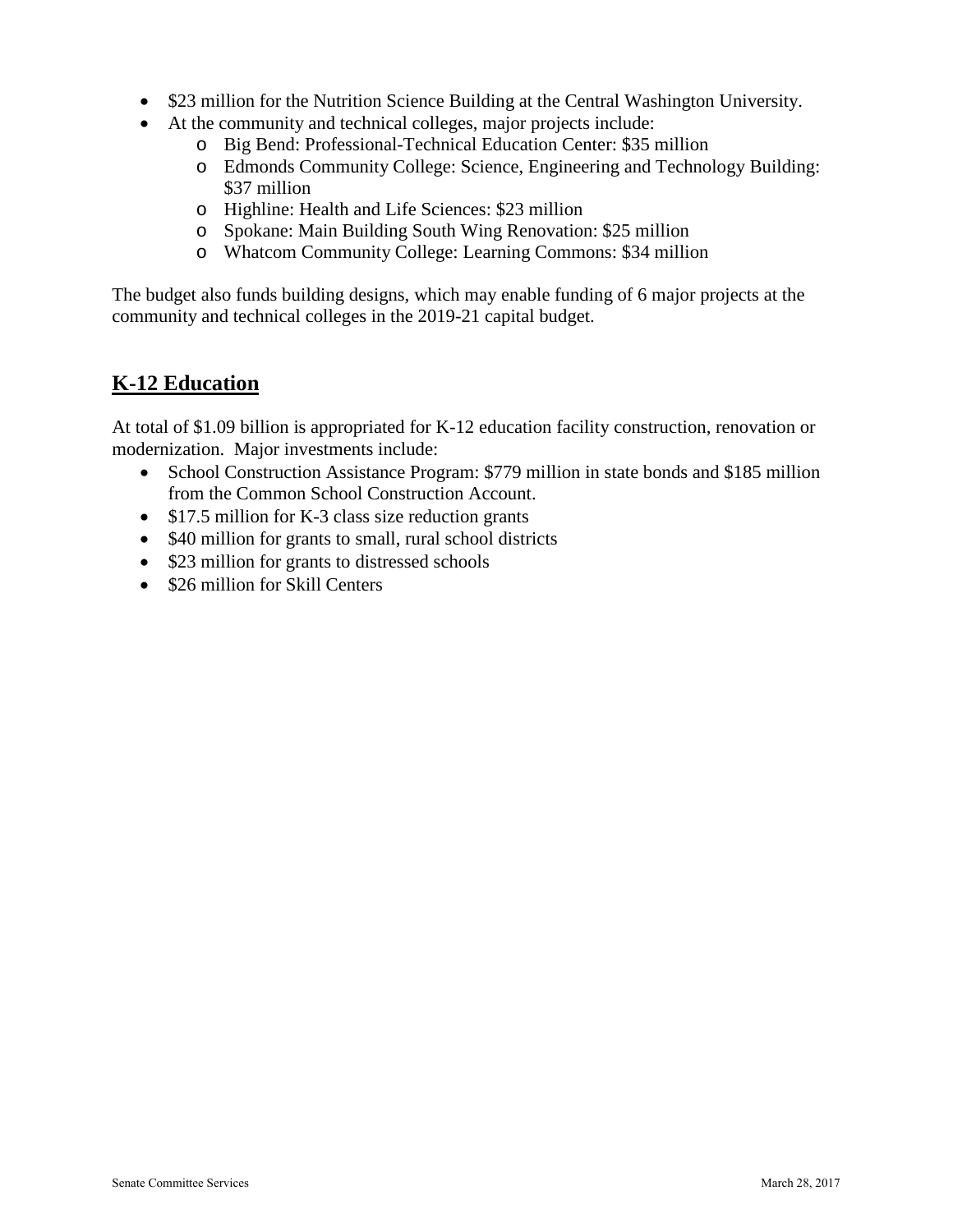- $23 million for the Nutrition Science Building at the Central Washington University.
- At the community and technical colleges, major projects include:
  - Big Bend: Professional-Technical Education Center: $35 million
  - Edmonds Community College: Science, Engineering and Technology Building: $37 million
  - Highline: Health and Life Sciences: $23 million
  - Spokane: Main Building South Wing Renovation: $25 million
  - Whatcom Community College: Learning Commons: $34 million

The budget also funds building designs, which may enable funding of 6 major projects at the community and technical colleges in the 2019-21 capital budget.

## K-12 Education

At total of $1.09 billion is appropriated for K-12 education facility construction, renovation or modernization. Major investments include:

- School Construction Assistance Program: $779 million in state bonds and $185 million from the Common School Construction Account.
- $17.5 million for K-3 class size reduction grants
- $40 million for grants to small, rural school districts
- $23 million for grants to distressed schools
- $26 million for Skill Centers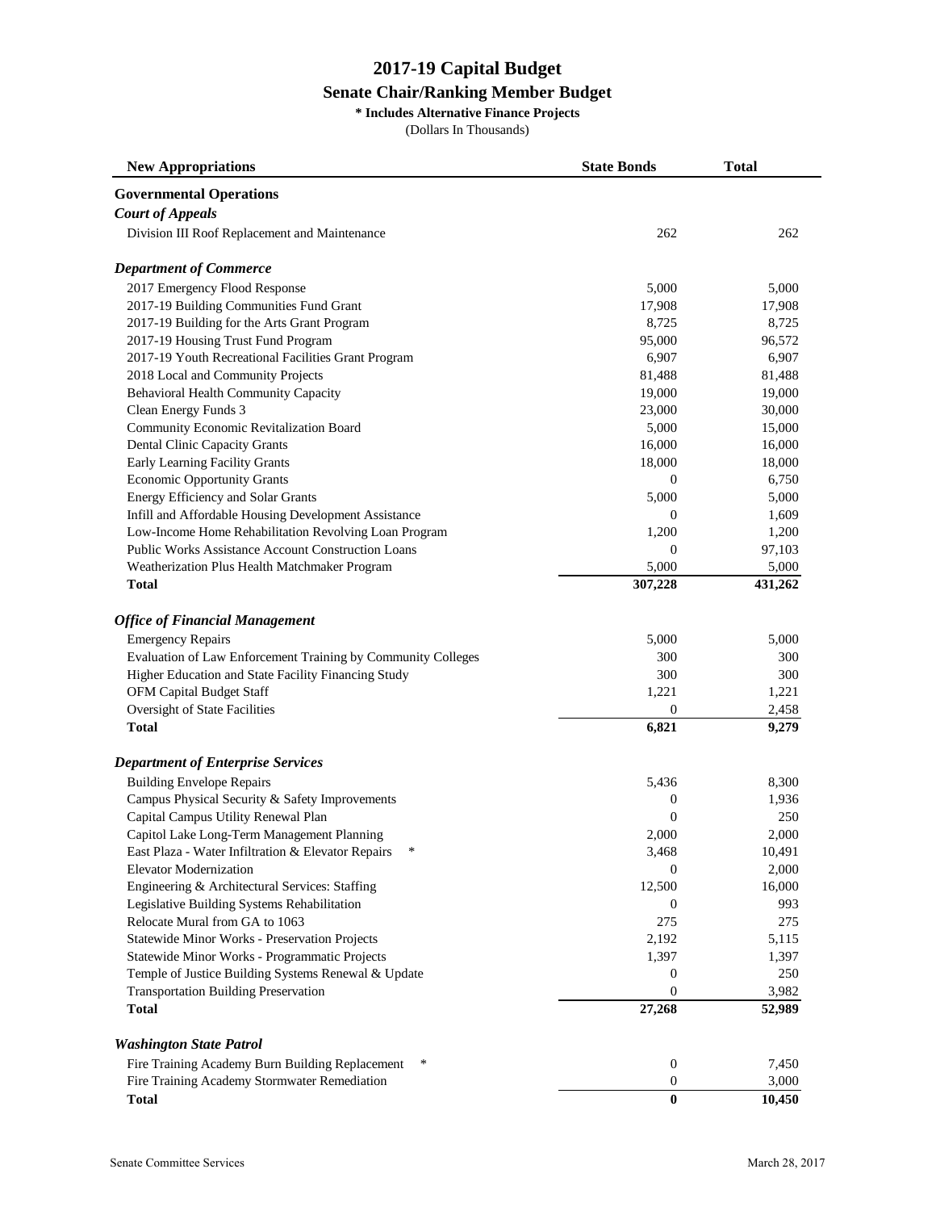# 2017-19 Capital Budget

## Senate Chair/Ranking Member Budget

**\* Includes Alternative Finance Projects**

(Dollars In Thousands)

| New Appropriations | State Bonds | Total |
|---|---|---|
| **Governmental Operations** | | |
| ***Court of Appeals*** | | |
| Division III Roof Replacement and Maintenance | 262 | 262 |
| ***Department of Commerce*** | | |
| 2017 Emergency Flood Response | 5,000 | 5,000 |
| 2017-19 Building Communities Fund Grant | 17,908 | 17,908 |
| 2017-19 Building for the Arts Grant Program | 8,725 | 8,725 |
| 2017-19 Housing Trust Fund Program | 95,000 | 96,572 |
| 2017-19 Youth Recreational Facilities Grant Program | 6,907 | 6,907 |
| 2018 Local and Community Projects | 81,488 | 81,488 |
| Behavioral Health Community Capacity | 19,000 | 19,000 |
| Clean Energy Funds 3 | 23,000 | 30,000 |
| Community Economic Revitalization Board | 5,000 | 15,000 |
| Dental Clinic Capacity Grants | 16,000 | 16,000 |
| Early Learning Facility Grants | 18,000 | 18,000 |
| Economic Opportunity Grants | 0 | 6,750 |
| Energy Efficiency and Solar Grants | 5,000 | 5,000 |
| Infill and Affordable Housing Development Assistance | 0 | 1,609 |
| Low-Income Home Rehabilitation Revolving Loan Program | 1,200 | 1,200 |
| Public Works Assistance Account Construction Loans | 0 | 97,103 |
| Weatherization Plus Health Matchmaker Program | 5,000 | 5,000 |
| **Total** | **307,228** | **431,262** |
| ***Office of Financial Management*** | | |
| Emergency Repairs | 5,000 | 5,000 |
| Evaluation of Law Enforcement Training by Community Colleges | 300 | 300 |
| Higher Education and State Facility Financing Study | 300 | 300 |
| OFM Capital Budget Staff | 1,221 | 1,221 |
| Oversight of State Facilities | 0 | 2,458 |
| **Total** | **6,821** | **9,279** |
| ***Department of Enterprise Services*** | | |
| Building Envelope Repairs | 5,436 | 8,300 |
| Campus Physical Security & Safety Improvements | 0 | 1,936 |
| Capital Campus Utility Renewal Plan | 0 | 250 |
| Capitol Lake Long-Term Management Planning | 2,000 | 2,000 |
| East Plaza - Water Infiltration & Elevator Repairs * | 3,468 | 10,491 |
| Elevator Modernization | 0 | 2,000 |
| Engineering & Architectural Services: Staffing | 12,500 | 16,000 |
| Legislative Building Systems Rehabilitation | 0 | 993 |
| Relocate Mural from GA to 1063 | 275 | 275 |
| Statewide Minor Works - Preservation Projects | 2,192 | 5,115 |
| Statewide Minor Works - Programmatic Projects | 1,397 | 1,397 |
| Temple of Justice Building Systems Renewal & Update | 0 | 250 |
| Transportation Building Preservation | 0 | 3,982 |
| **Total** | **27,268** | **52,989** |
| ***Washington State Patrol*** | | |
| Fire Training Academy Burn Building Replacement * | 0 | 7,450 |
| Fire Training Academy Stormwater Remediation | 0 | 3,000 |
| **Total** | **0** | **10,450** |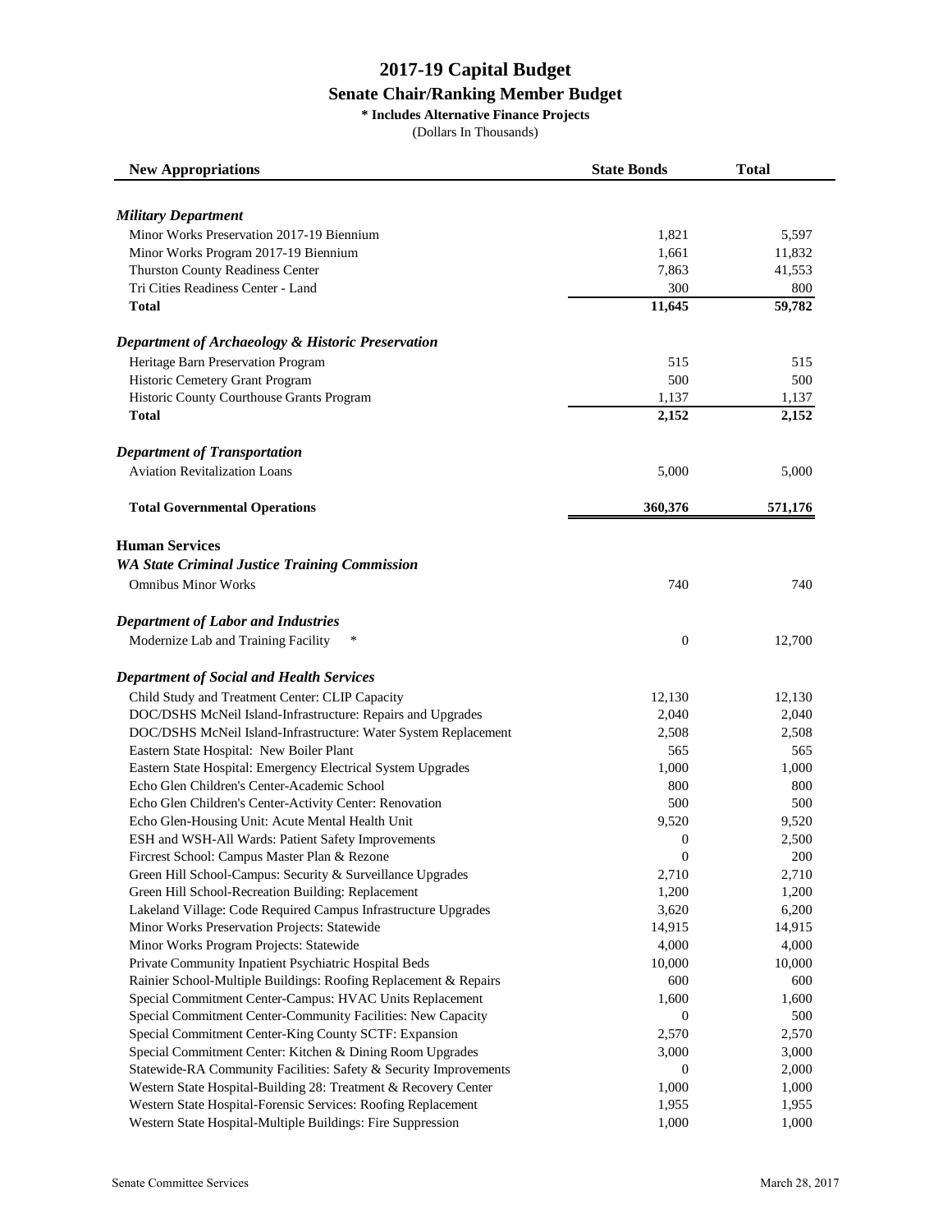# 2017-19 Capital Budget

## Senate Chair/Ranking Member Budget

**\* Includes Alternative Finance Projects**

(Dollars In Thousands)

| New Appropriations | State Bonds | Total |
|---|---|---|
| ***Military Department*** | | |
| Minor Works Preservation 2017-19 Biennium | 1,821 | 5,597 |
| Minor Works Program 2017-19 Biennium | 1,661 | 11,832 |
| Thurston County Readiness Center | 7,863 | 41,553 |
| Tri Cities Readiness Center - Land | 300 | 800 |
| **Total** | **11,645** | **59,782** |
| ***Department of Archaeology & Historic Preservation*** | | |
| Heritage Barn Preservation Program | 515 | 515 |
| Historic Cemetery Grant Program | 500 | 500 |
| Historic County Courthouse Grants Program | 1,137 | 1,137 |
| **Total** | **2,152** | **2,152** |
| ***Department of Transportation*** | | |
| Aviation Revitalization Loans | 5,000 | 5,000 |
| **Total Governmental Operations** | **360,376** | **571,176** |
| **Human Services** | | |
| ***WA State Criminal Justice Training Commission*** | | |
| Omnibus Minor Works | 740 | 740 |
| ***Department of Labor and Industries*** | | |
| Modernize Lab and Training Facility * | 0 | 12,700 |
| ***Department of Social and Health Services*** | | |
| Child Study and Treatment Center: CLIP Capacity | 12,130 | 12,130 |
| DOC/DSHS McNeil Island-Infrastructure: Repairs and Upgrades | 2,040 | 2,040 |
| DOC/DSHS McNeil Island-Infrastructure: Water System Replacement | 2,508 | 2,508 |
| Eastern State Hospital: New Boiler Plant | 565 | 565 |
| Eastern State Hospital: Emergency Electrical System Upgrades | 1,000 | 1,000 |
| Echo Glen Children's Center-Academic School | 800 | 800 |
| Echo Glen Children's Center-Activity Center: Renovation | 500 | 500 |
| Echo Glen-Housing Unit: Acute Mental Health Unit | 9,520 | 9,520 |
| ESH and WSH-All Wards: Patient Safety Improvements | 0 | 2,500 |
| Fircrest School: Campus Master Plan & Rezone | 0 | 200 |
| Green Hill School-Campus: Security & Surveillance Upgrades | 2,710 | 2,710 |
| Green Hill School-Recreation Building: Replacement | 1,200 | 1,200 |
| Lakeland Village: Code Required Campus Infrastructure Upgrades | 3,620 | 6,200 |
| Minor Works Preservation Projects: Statewide | 14,915 | 14,915 |
| Minor Works Program Projects: Statewide | 4,000 | 4,000 |
| Private Community Inpatient Psychiatric Hospital Beds | 10,000 | 10,000 |
| Rainier School-Multiple Buildings: Roofing Replacement & Repairs | 600 | 600 |
| Special Commitment Center-Campus: HVAC Units Replacement | 1,600 | 1,600 |
| Special Commitment Center-Community Facilities: New Capacity | 0 | 500 |
| Special Commitment Center-King County SCTF: Expansion | 2,570 | 2,570 |
| Special Commitment Center: Kitchen & Dining Room Upgrades | 3,000 | 3,000 |
| Statewide-RA Community Facilities: Safety & Security Improvements | 0 | 2,000 |
| Western State Hospital-Building 28: Treatment & Recovery Center | 1,000 | 1,000 |
| Western State Hospital-Forensic Services: Roofing Replacement | 1,955 | 1,955 |
| Western State Hospital-Multiple Buildings: Fire Suppression | 1,000 | 1,000 |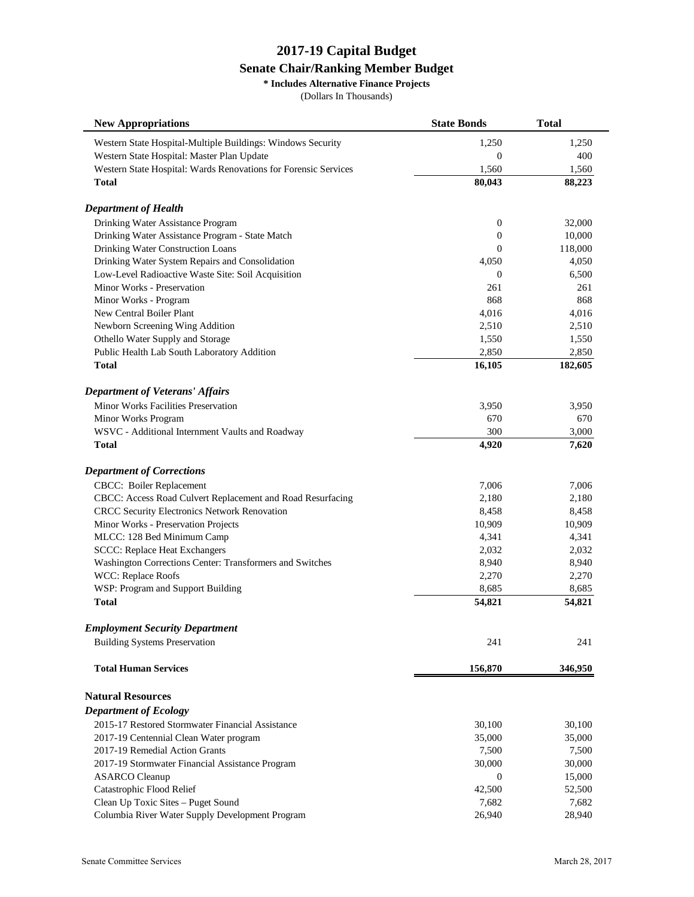# 2017-19 Capital Budget

## Senate Chair/Ranking Member Budget

**\* Includes Alternative Finance Projects**

(Dollars In Thousands)

| New Appropriations | State Bonds | Total |
|---|---|---|
| Western State Hospital-Multiple Buildings: Windows Security | 1,250 | 1,250 |
| Western State Hospital: Master Plan Update | 0 | 400 |
| Western State Hospital: Wards Renovations for Forensic Services | 1,560 | 1,560 |
| **Total** | **80,043** | **88,223** |
| ***Department of Health*** | | |
| Drinking Water Assistance Program | 0 | 32,000 |
| Drinking Water Assistance Program - State Match | 0 | 10,000 |
| Drinking Water Construction Loans | 0 | 118,000 |
| Drinking Water System Repairs and Consolidation | 4,050 | 4,050 |
| Low-Level Radioactive Waste Site: Soil Acquisition | 0 | 6,500 |
| Minor Works - Preservation | 261 | 261 |
| Minor Works - Program | 868 | 868 |
| New Central Boiler Plant | 4,016 | 4,016 |
| Newborn Screening Wing Addition | 2,510 | 2,510 |
| Othello Water Supply and Storage | 1,550 | 1,550 |
| Public Health Lab South Laboratory Addition | 2,850 | 2,850 |
| **Total** | **16,105** | **182,605** |
| ***Department of Veterans' Affairs*** | | |
| Minor Works Facilities Preservation | 3,950 | 3,950 |
| Minor Works Program | 670 | 670 |
| WSVC - Additional Internment Vaults and Roadway | 300 | 3,000 |
| **Total** | **4,920** | **7,620** |
| ***Department of Corrections*** | | |
| CBCC: Boiler Replacement | 7,006 | 7,006 |
| CBCC: Access Road Culvert Replacement and Road Resurfacing | 2,180 | 2,180 |
| CRCC Security Electronics Network Renovation | 8,458 | 8,458 |
| Minor Works - Preservation Projects | 10,909 | 10,909 |
| MLCC: 128 Bed Minimum Camp | 4,341 | 4,341 |
| SCCC: Replace Heat Exchangers | 2,032 | 2,032 |
| Washington Corrections Center: Transformers and Switches | 8,940 | 8,940 |
| WCC: Replace Roofs | 2,270 | 2,270 |
| WSP: Program and Support Building | 8,685 | 8,685 |
| **Total** | **54,821** | **54,821** |
| ***Employment Security Department*** | | |
| Building Systems Preservation | 241 | 241 |
| **Total Human Services** | **156,870** | **346,950** |
| **Natural Resources** | | |
| ***Department of Ecology*** | | |
| 2015-17 Restored Stormwater Financial Assistance | 30,100 | 30,100 |
| 2017-19 Centennial Clean Water program | 35,000 | 35,000 |
| 2017-19 Remedial Action Grants | 7,500 | 7,500 |
| 2017-19 Stormwater Financial Assistance Program | 30,000 | 30,000 |
| ASARCO Cleanup | 0 | 15,000 |
| Catastrophic Flood Relief | 42,500 | 52,500 |
| Clean Up Toxic Sites – Puget Sound | 7,682 | 7,682 |
| Columbia River Water Supply Development Program | 26,940 | 28,940 |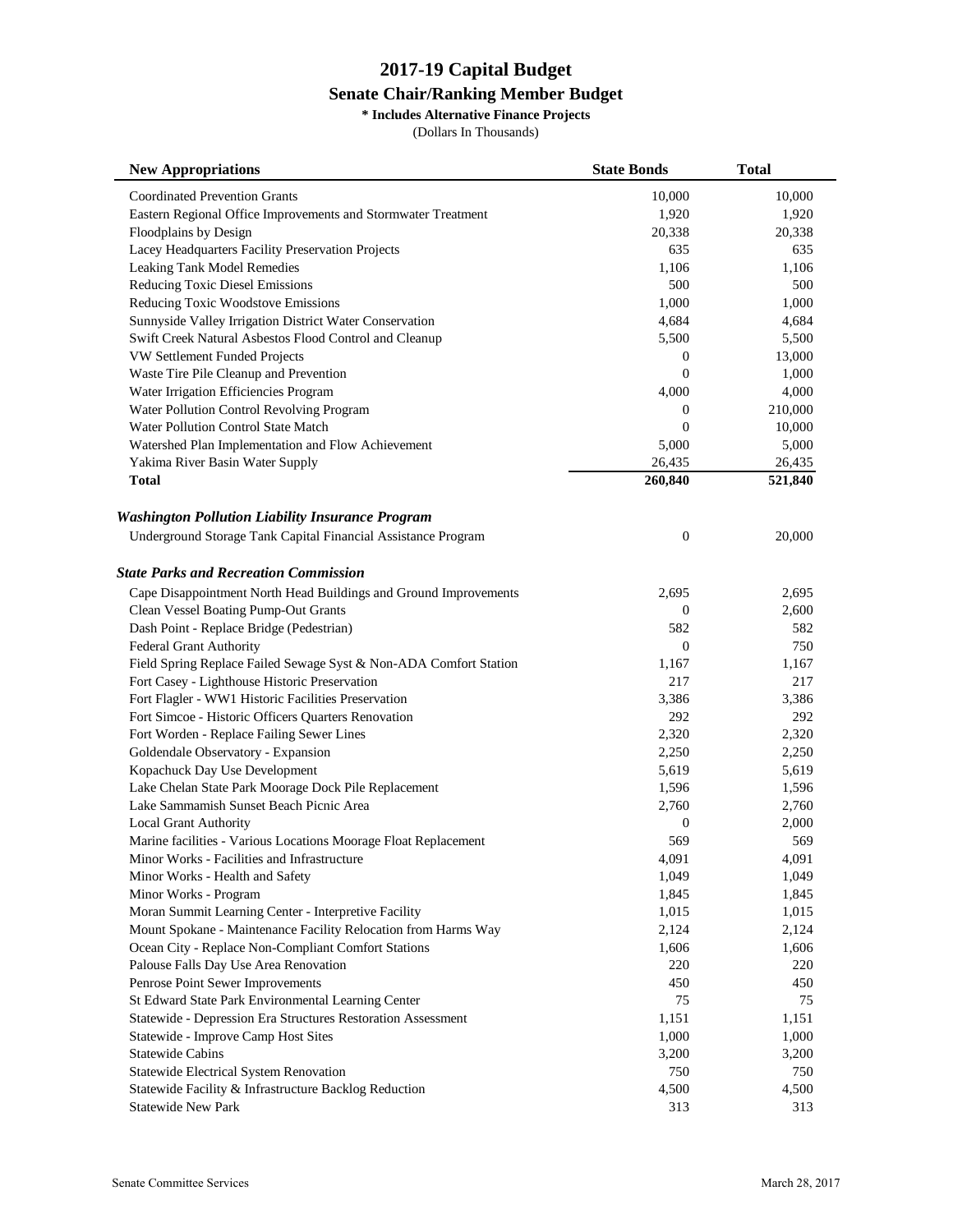# 2017-19 Capital Budget

## Senate Chair/Ranking Member Budget

**\* Includes Alternative Finance Projects**

(Dollars In Thousands)

| New Appropriations | State Bonds | Total |
|---|---|---|
| Coordinated Prevention Grants | 10,000 | 10,000 |
| Eastern Regional Office Improvements and Stormwater Treatment | 1,920 | 1,920 |
| Floodplains by Design | 20,338 | 20,338 |
| Lacey Headquarters Facility Preservation Projects | 635 | 635 |
| Leaking Tank Model Remedies | 1,106 | 1,106 |
| Reducing Toxic Diesel Emissions | 500 | 500 |
| Reducing Toxic Woodstove Emissions | 1,000 | 1,000 |
| Sunnyside Valley Irrigation District Water Conservation | 4,684 | 4,684 |
| Swift Creek Natural Asbestos Flood Control and Cleanup | 5,500 | 5,500 |
| VW Settlement Funded Projects | 0 | 13,000 |
| Waste Tire Pile Cleanup and Prevention | 0 | 1,000 |
| Water Irrigation Efficiencies Program | 4,000 | 4,000 |
| Water Pollution Control Revolving Program | 0 | 210,000 |
| Water Pollution Control State Match | 0 | 10,000 |
| Watershed Plan Implementation and Flow Achievement | 5,000 | 5,000 |
| Yakima River Basin Water Supply | 26,435 | 26,435 |
| **Total** | **260,840** | **521,840** |
| | | |
| ***Washington Pollution Liability Insurance Program*** | | |
| Underground Storage Tank Capital Financial Assistance Program | 0 | 20,000 |
| | | |
| ***State Parks and Recreation Commission*** | | |
| Cape Disappointment North Head Buildings and Ground Improvements | 2,695 | 2,695 |
| Clean Vessel Boating Pump-Out Grants | 0 | 2,600 |
| Dash Point - Replace Bridge (Pedestrian) | 582 | 582 |
| Federal Grant Authority | 0 | 750 |
| Field Spring Replace Failed Sewage Syst & Non-ADA Comfort Station | 1,167 | 1,167 |
| Fort Casey - Lighthouse Historic Preservation | 217 | 217 |
| Fort Flagler - WW1 Historic Facilities Preservation | 3,386 | 3,386 |
| Fort Simcoe - Historic Officers Quarters Renovation | 292 | 292 |
| Fort Worden - Replace Failing Sewer Lines | 2,320 | 2,320 |
| Goldendale Observatory - Expansion | 2,250 | 2,250 |
| Kopachuck Day Use Development | 5,619 | 5,619 |
| Lake Chelan State Park Moorage Dock Pile Replacement | 1,596 | 1,596 |
| Lake Sammamish Sunset Beach Picnic Area | 2,760 | 2,760 |
| Local Grant Authority | 0 | 2,000 |
| Marine facilities - Various Locations Moorage Float Replacement | 569 | 569 |
| Minor Works - Facilities and Infrastructure | 4,091 | 4,091 |
| Minor Works - Health and Safety | 1,049 | 1,049 |
| Minor Works - Program | 1,845 | 1,845 |
| Moran Summit Learning Center - Interpretive Facility | 1,015 | 1,015 |
| Mount Spokane - Maintenance Facility Relocation from Harms Way | 2,124 | 2,124 |
| Ocean City - Replace Non-Compliant Comfort Stations | 1,606 | 1,606 |
| Palouse Falls Day Use Area Renovation | 220 | 220 |
| Penrose Point Sewer Improvements | 450 | 450 |
| St Edward State Park Environmental Learning Center | 75 | 75 |
| Statewide - Depression Era Structures Restoration Assessment | 1,151 | 1,151 |
| Statewide - Improve Camp Host Sites | 1,000 | 1,000 |
| Statewide Cabins | 3,200 | 3,200 |
| Statewide Electrical System Renovation | 750 | 750 |
| Statewide Facility & Infrastructure Backlog Reduction | 4,500 | 4,500 |
| Statewide New Park | 313 | 313 |

Senate Committee Services March 28, 2017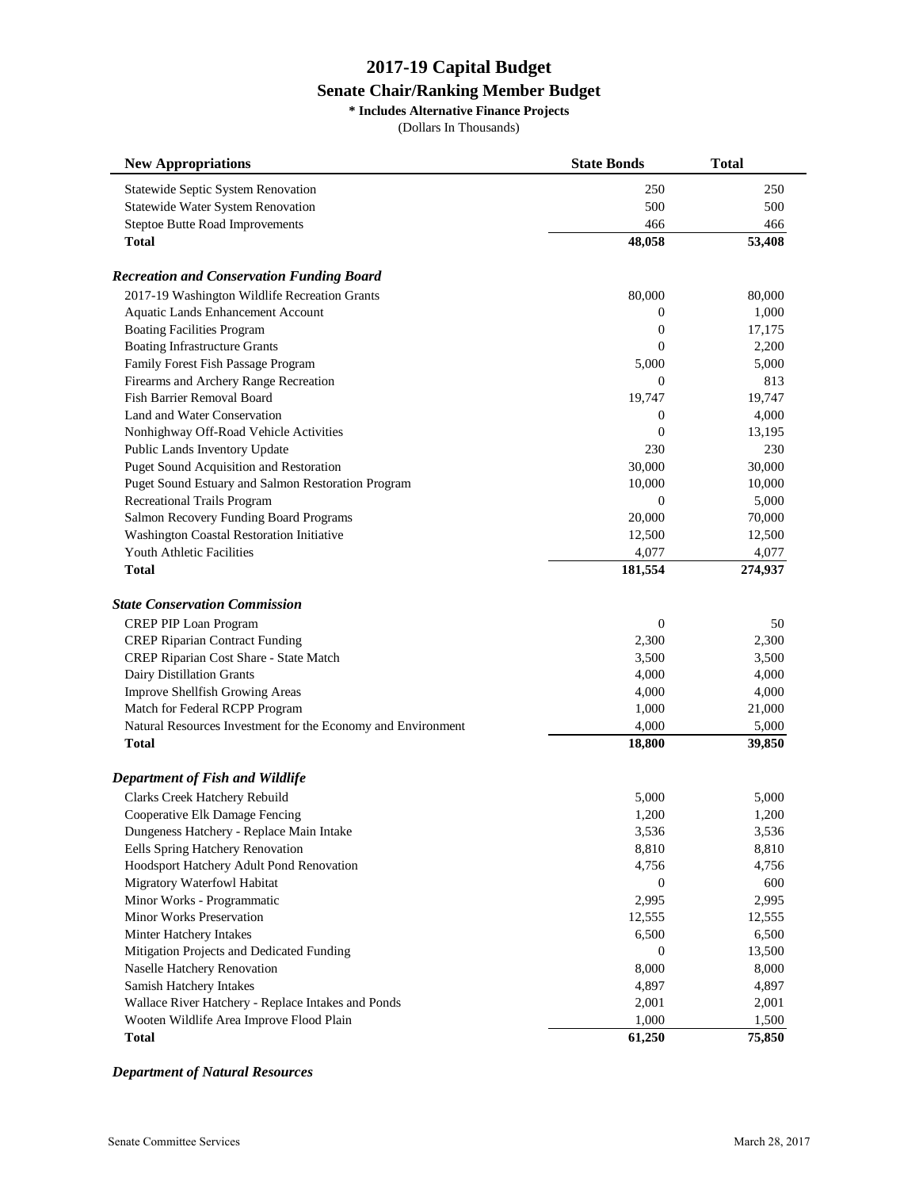# 2017-19 Capital Budget

## Senate Chair/Ranking Member Budget

**\* Includes Alternative Finance Projects**

(Dollars In Thousands)

| New Appropriations | State Bonds | Total |
|---|---|---|
| Statewide Septic System Renovation | 250 | 250 |
| Statewide Water System Renovation | 500 | 500 |
| Steptoe Butte Road Improvements | 466 | 466 |
| **Total** | **48,058** | **53,408** |
| | | |
| ***Recreation and Conservation Funding Board*** | | |
| 2017-19 Washington Wildlife Recreation Grants | 80,000 | 80,000 |
| Aquatic Lands Enhancement Account | 0 | 1,000 |
| Boating Facilities Program | 0 | 17,175 |
| Boating Infrastructure Grants | 0 | 2,200 |
| Family Forest Fish Passage Program | 5,000 | 5,000 |
| Firearms and Archery Range Recreation | 0 | 813 |
| Fish Barrier Removal Board | 19,747 | 19,747 |
| Land and Water Conservation | 0 | 4,000 |
| Nonhighway Off-Road Vehicle Activities | 0 | 13,195 |
| Public Lands Inventory Update | 230 | 230 |
| Puget Sound Acquisition and Restoration | 30,000 | 30,000 |
| Puget Sound Estuary and Salmon Restoration Program | 10,000 | 10,000 |
| Recreational Trails Program | 0 | 5,000 |
| Salmon Recovery Funding Board Programs | 20,000 | 70,000 |
| Washington Coastal Restoration Initiative | 12,500 | 12,500 |
| Youth Athletic Facilities | 4,077 | 4,077 |
| **Total** | **181,554** | **274,937** |
| | | |
| ***State Conservation Commission*** | | |
| CREP PIP Loan Program | 0 | 50 |
| CREP Riparian Contract Funding | 2,300 | 2,300 |
| CREP Riparian Cost Share - State Match | 3,500 | 3,500 |
| Dairy Distillation Grants | 4,000 | 4,000 |
| Improve Shellfish Growing Areas | 4,000 | 4,000 |
| Match for Federal RCPP Program | 1,000 | 21,000 |
| Natural Resources Investment for the Economy and Environment | 4,000 | 5,000 |
| **Total** | **18,800** | **39,850** |
| | | |
| ***Department of Fish and Wildlife*** | | |
| Clarks Creek Hatchery Rebuild | 5,000 | 5,000 |
| Cooperative Elk Damage Fencing | 1,200 | 1,200 |
| Dungeness Hatchery - Replace Main Intake | 3,536 | 3,536 |
| Eells Spring Hatchery Renovation | 8,810 | 8,810 |
| Hoodsport Hatchery Adult Pond Renovation | 4,756 | 4,756 |
| Migratory Waterfowl Habitat | 0 | 600 |
| Minor Works - Programmatic | 2,995 | 2,995 |
| Minor Works Preservation | 12,555 | 12,555 |
| Minter Hatchery Intakes | 6,500 | 6,500 |
| Mitigation Projects and Dedicated Funding | 0 | 13,500 |
| Naselle Hatchery Renovation | 8,000 | 8,000 |
| Samish Hatchery Intakes | 4,897 | 4,897 |
| Wallace River Hatchery - Replace Intakes and Ponds | 2,001 | 2,001 |
| Wooten Wildlife Area Improve Flood Plain | 1,000 | 1,500 |
| **Total** | **61,250** | **75,850** |

***Department of Natural Resources***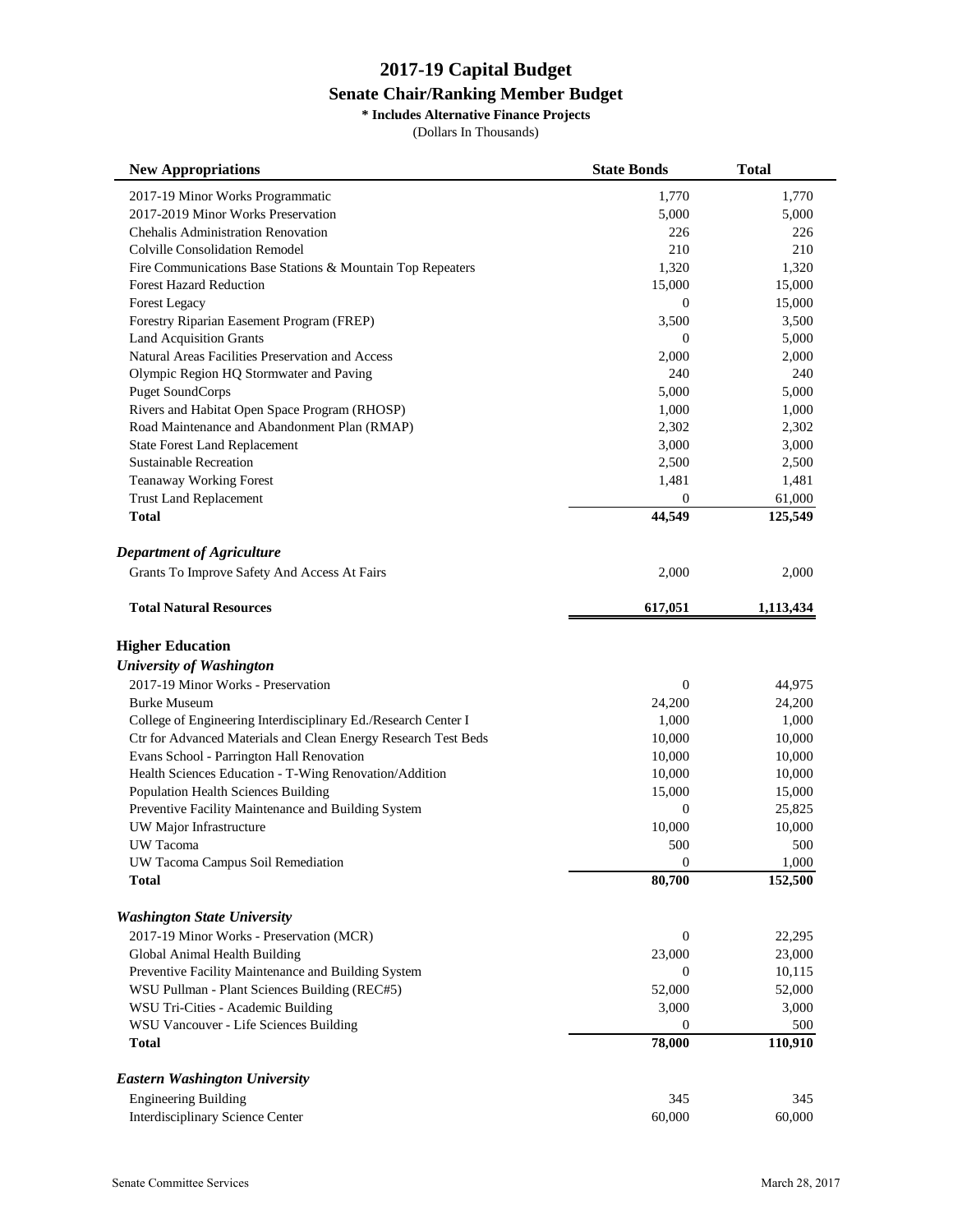# 2017-19 Capital Budget

## Senate Chair/Ranking Member Budget

**\* Includes Alternative Finance Projects**

(Dollars In Thousands)

| New Appropriations | State Bonds | Total |
|---|---|---|
| 2017-19 Minor Works Programmatic | 1,770 | 1,770 |
| 2017-2019 Minor Works Preservation | 5,000 | 5,000 |
| Chehalis Administration Renovation | 226 | 226 |
| Colville Consolidation Remodel | 210 | 210 |
| Fire Communications Base Stations & Mountain Top Repeaters | 1,320 | 1,320 |
| Forest Hazard Reduction | 15,000 | 15,000 |
| Forest Legacy | 0 | 15,000 |
| Forestry Riparian Easement Program (FREP) | 3,500 | 3,500 |
| Land Acquisition Grants | 0 | 5,000 |
| Natural Areas Facilities Preservation and Access | 2,000 | 2,000 |
| Olympic Region HQ Stormwater and Paving | 240 | 240 |
| Puget SoundCorps | 5,000 | 5,000 |
| Rivers and Habitat Open Space Program (RHOSP) | 1,000 | 1,000 |
| Road Maintenance and Abandonment Plan (RMAP) | 2,302 | 2,302 |
| State Forest Land Replacement | 3,000 | 3,000 |
| Sustainable Recreation | 2,500 | 2,500 |
| Teanaway Working Forest | 1,481 | 1,481 |
| Trust Land Replacement | 0 | 61,000 |
| **Total** | **44,549** | **125,549** |
| ***Department of Agriculture*** | | |
| Grants To Improve Safety And Access At Fairs | 2,000 | 2,000 |
| **Total Natural Resources** | **617,051** | **1,113,434** |
| **Higher Education** | | |
| ***University of Washington*** | | |
| 2017-19 Minor Works - Preservation | 0 | 44,975 |
| Burke Museum | 24,200 | 24,200 |
| College of Engineering Interdisciplinary Ed./Research Center I | 1,000 | 1,000 |
| Ctr for Advanced Materials and Clean Energy Research Test Beds | 10,000 | 10,000 |
| Evans School - Parrington Hall Renovation | 10,000 | 10,000 |
| Health Sciences Education - T-Wing Renovation/Addition | 10,000 | 10,000 |
| Population Health Sciences Building | 15,000 | 15,000 |
| Preventive Facility Maintenance and Building System | 0 | 25,825 |
| UW Major Infrastructure | 10,000 | 10,000 |
| UW Tacoma | 500 | 500 |
| UW Tacoma Campus Soil Remediation | 0 | 1,000 |
| **Total** | **80,700** | **152,500** |
| ***Washington State University*** | | |
| 2017-19 Minor Works - Preservation (MCR) | 0 | 22,295 |
| Global Animal Health Building | 23,000 | 23,000 |
| Preventive Facility Maintenance and Building System | 0 | 10,115 |
| WSU Pullman - Plant Sciences Building (REC#5) | 52,000 | 52,000 |
| WSU Tri-Cities - Academic Building | 3,000 | 3,000 |
| WSU Vancouver - Life Sciences Building | 0 | 500 |
| **Total** | **78,000** | **110,910** |
| ***Eastern Washington University*** | | |
| Engineering Building | 345 | 345 |
| Interdisciplinary Science Center | 60,000 | 60,000 |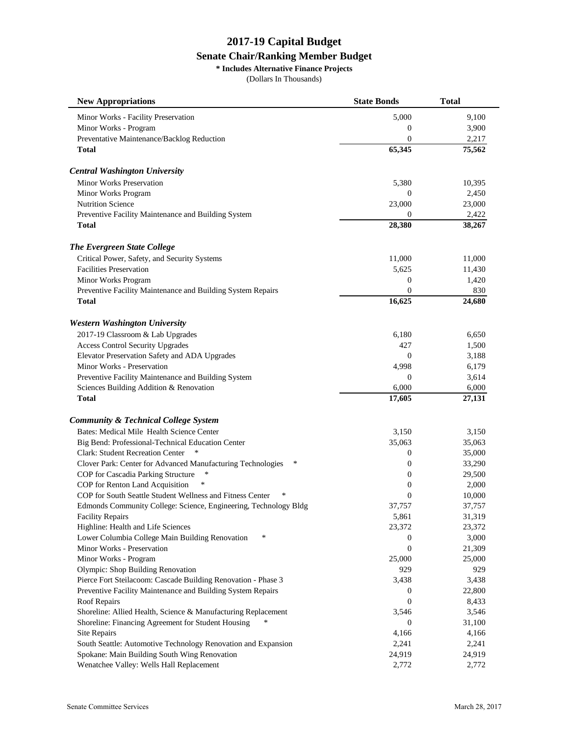# 2017-19 Capital Budget

## Senate Chair/Ranking Member Budget

**\* Includes Alternative Finance Projects**

(Dollars In Thousands)

| New Appropriations | State Bonds | Total |
|---|---|---|
| Minor Works - Facility Preservation | 5,000 | 9,100 |
| Minor Works - Program | 0 | 3,900 |
| Preventative Maintenance/Backlog Reduction | 0 | 2,217 |
| **Total** | **65,345** | **75,562** |
| ***Central Washington University*** | | |
| Minor Works Preservation | 5,380 | 10,395 |
| Minor Works Program | 0 | 2,450 |
| Nutrition Science | 23,000 | 23,000 |
| Preventive Facility Maintenance and Building System | 0 | 2,422 |
| **Total** | **28,380** | **38,267** |
| ***The Evergreen State College*** | | |
| Critical Power, Safety, and Security Systems | 11,000 | 11,000 |
| Facilities Preservation | 5,625 | 11,430 |
| Minor Works Program | 0 | 1,420 |
| Preventive Facility Maintenance and Building System Repairs | 0 | 830 |
| **Total** | **16,625** | **24,680** |
| ***Western Washington University*** | | |
| 2017-19 Classroom & Lab Upgrades | 6,180 | 6,650 |
| Access Control Security Upgrades | 427 | 1,500 |
| Elevator Preservation Safety and ADA Upgrades | 0 | 3,188 |
| Minor Works - Preservation | 4,998 | 6,179 |
| Preventive Facility Maintenance and Building System | 0 | 3,614 |
| Sciences Building Addition & Renovation | 6,000 | 6,000 |
| **Total** | **17,605** | **27,131** |
| ***Community & Technical College System*** | | |
| Bates: Medical Mile Health Science Center | 3,150 | 3,150 |
| Big Bend: Professional-Technical Education Center | 35,063 | 35,063 |
| Clark: Student Recreation Center * | 0 | 35,000 |
| Clover Park: Center for Advanced Manufacturing Technologies * | 0 | 33,290 |
| COP for Cascadia Parking Structure * | 0 | 29,500 |
| COP for Renton Land Acquisition * | 0 | 2,000 |
| COP for South Seattle Student Wellness and Fitness Center * | 0 | 10,000 |
| Edmonds Community College: Science, Engineering, Technology Bldg | 37,757 | 37,757 |
| Facility Repairs | 5,861 | 31,319 |
| Highline: Health and Life Sciences | 23,372 | 23,372 |
| Lower Columbia College Main Building Renovation * | 0 | 3,000 |
| Minor Works - Preservation | 0 | 21,309 |
| Minor Works - Program | 25,000 | 25,000 |
| Olympic: Shop Building Renovation | 929 | 929 |
| Pierce Fort Steilacoom: Cascade Building Renovation - Phase 3 | 3,438 | 3,438 |
| Preventive Facility Maintenance and Building System Repairs | 0 | 22,800 |
| Roof Repairs | 0 | 8,433 |
| Shoreline: Allied Health, Science & Manufacturing Replacement | 3,546 | 3,546 |
| Shoreline: Financing Agreement for Student Housing * | 0 | 31,100 |
| Site Repairs | 4,166 | 4,166 |
| South Seattle: Automotive Technology Renovation and Expansion | 2,241 | 2,241 |
| Spokane: Main Building South Wing Renovation | 24,919 | 24,919 |
| Wenatchee Valley: Wells Hall Replacement | 2,772 | 2,772 |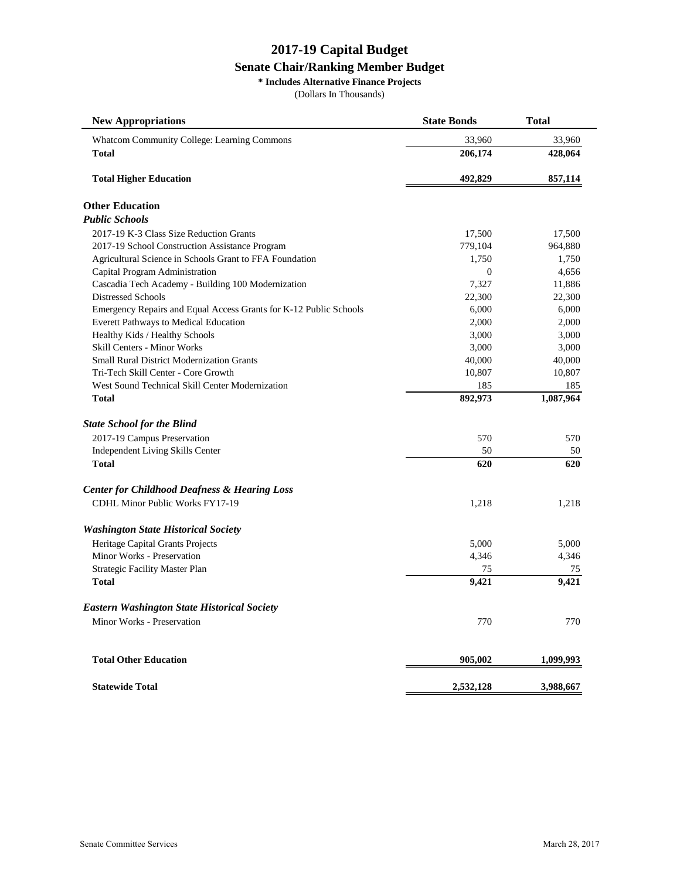# 2017-19 Capital Budget

## Senate Chair/Ranking Member Budget

**\* Includes Alternative Finance Projects**

(Dollars In Thousands)

| New Appropriations | State Bonds | Total |
|---|---|---|
| Whatcom Community College: Learning Commons | 33,960 | 33,960 |
| **Total** | **206,174** | **428,064** |
| | | |
| **Total Higher Education** | **492,829** | **857,114** |
| | | |
| **Other Education** | | |
| ***Public Schools*** | | |
| 2017-19 K-3 Class Size Reduction Grants | 17,500 | 17,500 |
| 2017-19 School Construction Assistance Program | 779,104 | 964,880 |
| Agricultural Science in Schools Grant to FFA Foundation | 1,750 | 1,750 |
| Capital Program Administration | 0 | 4,656 |
| Cascadia Tech Academy - Building 100 Modernization | 7,327 | 11,886 |
| Distressed Schools | 22,300 | 22,300 |
| Emergency Repairs and Equal Access Grants for K-12 Public Schools | 6,000 | 6,000 |
| Everett Pathways to Medical Education | 2,000 | 2,000 |
| Healthy Kids / Healthy Schools | 3,000 | 3,000 |
| Skill Centers - Minor Works | 3,000 | 3,000 |
| Small Rural District Modernization Grants | 40,000 | 40,000 |
| Tri-Tech Skill Center - Core Growth | 10,807 | 10,807 |
| West Sound Technical Skill Center Modernization | 185 | 185 |
| **Total** | **892,973** | **1,087,964** |
| | | |
| ***State School for the Blind*** | | |
| 2017-19 Campus Preservation | 570 | 570 |
| Independent Living Skills Center | 50 | 50 |
| **Total** | **620** | **620** |
| | | |
| ***Center for Childhood Deafness & Hearing Loss*** | | |
| CDHL Minor Public Works FY17-19 | 1,218 | 1,218 |
| | | |
| ***Washington State Historical Society*** | | |
| Heritage Capital Grants Projects | 5,000 | 5,000 |
| Minor Works - Preservation | 4,346 | 4,346 |
| Strategic Facility Master Plan | 75 | 75 |
| **Total** | **9,421** | **9,421** |
| | | |
| ***Eastern Washington State Historical Society*** | | |
| Minor Works - Preservation | 770 | 770 |
| | | |
| **Total Other Education** | **905,002** | **1,099,993** |
| | | |
| **Statewide Total** | **2,532,128** | **3,988,667** |

Senate Committee Services

March 28, 2017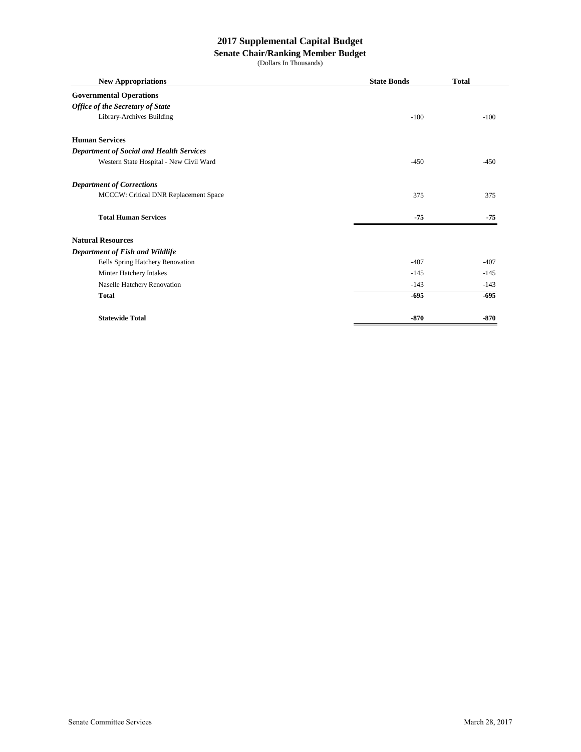# 2017 Supplemental Capital Budget

## Senate Chair/Ranking Member Budget

(Dollars In Thousands)

| New Appropriations | State Bonds | Total |
|---|---|---|
| **Governmental Operations** | | |
| ***Office of the Secretary of State*** | | |
| Library-Archives Building | -100 | -100 |
| **Human Services** | | |
| ***Department of Social and Health Services*** | | |
| Western State Hospital - New Civil Ward | -450 | -450 |
| ***Department of Corrections*** | | |
| MCCCW: Critical DNR Replacement Space | 375 | 375 |
| **Total Human Services** | **-75** | **-75** |
| **Natural Resources** | | |
| ***Department of Fish and Wildlife*** | | |
| Eells Spring Hatchery Renovation | -407 | -407 |
| Minter Hatchery Intakes | -145 | -145 |
| Naselle Hatchery Renovation | -143 | -143 |
| **Total** | **-695** | **-695** |
| **Statewide Total** | **-870** | **-870** |

Senate Committee Services March 28, 2017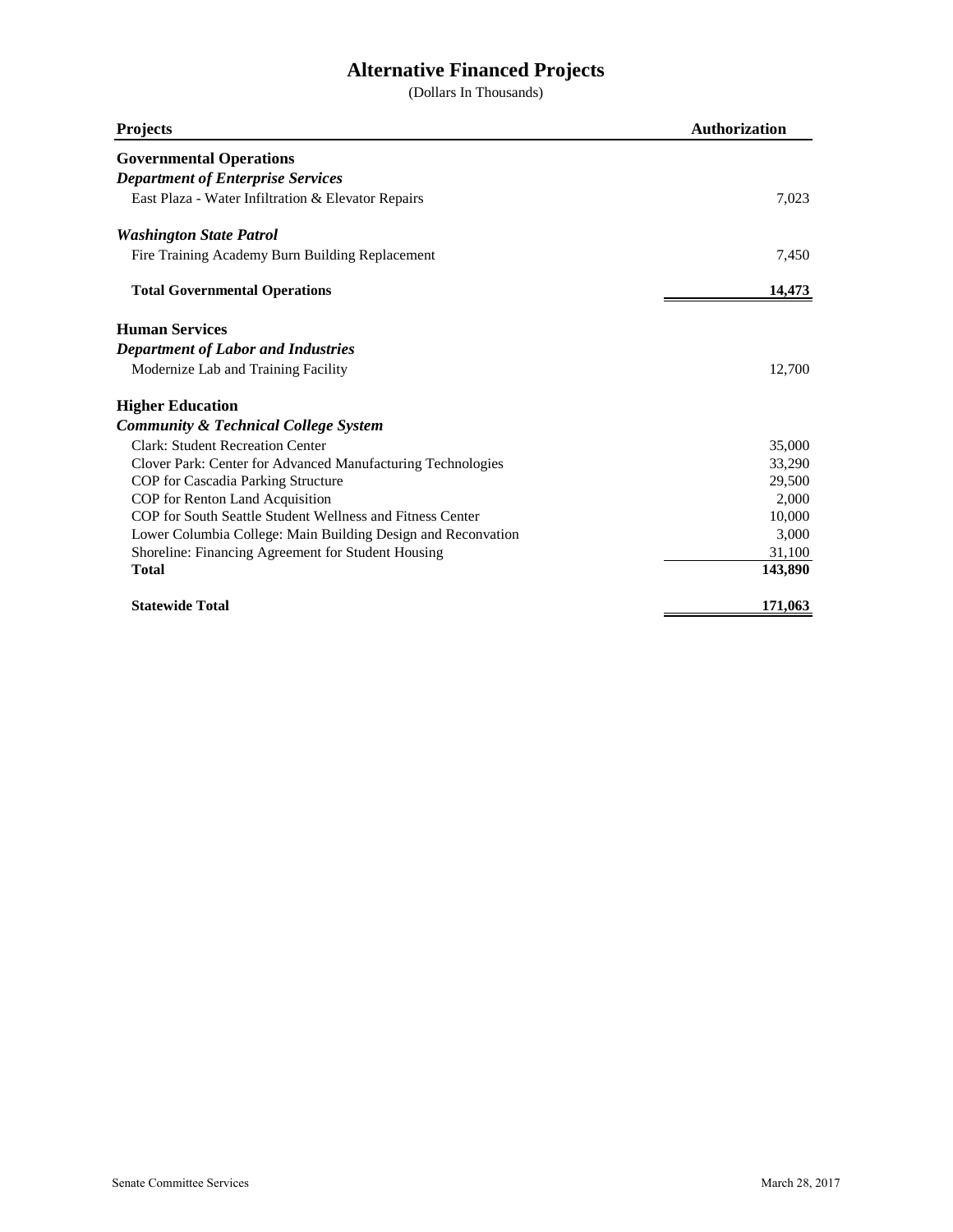# Alternative Financed Projects

(Dollars In Thousands)

| Projects | Authorization |
|---|---|
| **Governmental Operations** | |
| ***Department of Enterprise Services*** | |
| East Plaza - Water Infiltration & Elevator Repairs | 7,023 |
| ***Washington State Patrol*** | |
| Fire Training Academy Burn Building Replacement | 7,450 |
| **Total Governmental Operations** | **14,473** |
| **Human Services** | |
| ***Department of Labor and Industries*** | |
| Modernize Lab and Training Facility | 12,700 |
| **Higher Education** | |
| ***Community & Technical College System*** | |
| Clark: Student Recreation Center | 35,000 |
| Clover Park: Center for Advanced Manufacturing Technologies | 33,290 |
| COP for Cascadia Parking Structure | 29,500 |
| COP for Renton Land Acquisition | 2,000 |
| COP for South Seattle Student Wellness and Fitness Center | 10,000 |
| Lower Columbia College: Main Building Design and Reconvation | 3,000 |
| Shoreline: Financing Agreement for Student Housing | 31,100 |
| **Total** | **143,890** |
| **Statewide Total** | **171,063** |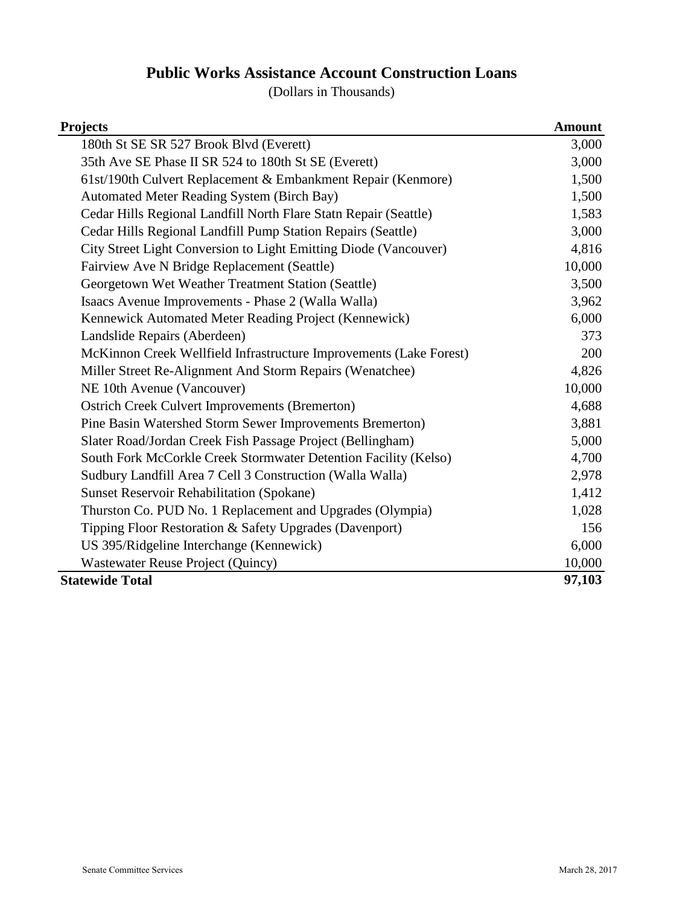# Public Works Assistance Account Construction Loans

(Dollars in Thousands)

| Projects | Amount |
|---|---|
| 180th St SE SR 527 Brook Blvd (Everett) | 3,000 |
| 35th Ave SE Phase II SR 524 to 180th St SE (Everett) | 3,000 |
| 61st/190th Culvert Replacement & Embankment Repair (Kenmore) | 1,500 |
| Automated Meter Reading System (Birch Bay) | 1,500 |
| Cedar Hills Regional Landfill North Flare Statn Repair (Seattle) | 1,583 |
| Cedar Hills Regional Landfill Pump Station Repairs (Seattle) | 3,000 |
| City Street Light Conversion to Light Emitting Diode (Vancouver) | 4,816 |
| Fairview Ave N Bridge Replacement (Seattle) | 10,000 |
| Georgetown Wet Weather Treatment Station (Seattle) | 3,500 |
| Isaacs Avenue Improvements - Phase 2 (Walla Walla) | 3,962 |
| Kennewick Automated Meter Reading Project (Kennewick) | 6,000 |
| Landslide Repairs (Aberdeen) | 373 |
| McKinnon Creek Wellfield Infrastructure Improvements (Lake Forest) | 200 |
| Miller Street Re-Alignment And Storm Repairs (Wenatchee) | 4,826 |
| NE 10th Avenue (Vancouver) | 10,000 |
| Ostrich Creek Culvert Improvements (Bremerton) | 4,688 |
| Pine Basin Watershed Storm Sewer Improvements Bremerton) | 3,881 |
| Slater Road/Jordan Creek Fish Passage Project (Bellingham) | 5,000 |
| South Fork McCorkle Creek Stormwater Detention Facility (Kelso) | 4,700 |
| Sudbury Landfill Area 7 Cell 3 Construction (Walla Walla) | 2,978 |
| Sunset Reservoir Rehabilitation (Spokane) | 1,412 |
| Thurston Co. PUD No. 1 Replacement and Upgrades (Olympia) | 1,028 |
| Tipping Floor Restoration & Safety Upgrades (Davenport) | 156 |
| US 395/Ridgeline Interchange (Kennewick) | 6,000 |
| Wastewater Reuse Project (Quincy) | 10,000 |
| **Statewide Total** | **97,103** |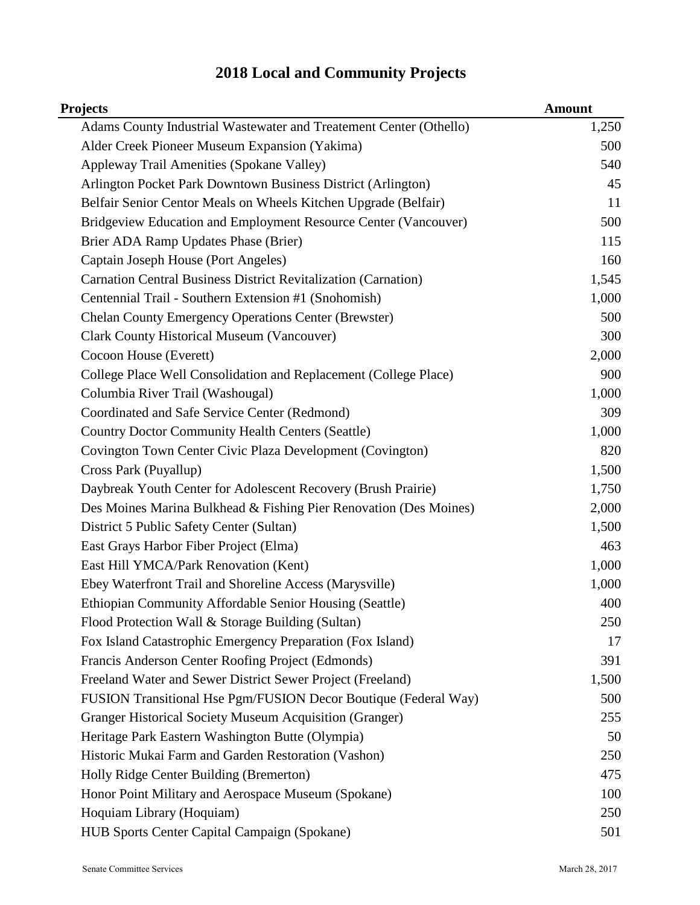# 2018 Local and Community Projects

| Projects | Amount |
|---|---|
| Adams County Industrial Wastewater and Treatement Center (Othello) | 1,250 |
| Alder Creek Pioneer Museum Expansion (Yakima) | 500 |
| Appleway Trail Amenities (Spokane Valley) | 540 |
| Arlington Pocket Park Downtown Business District (Arlington) | 45 |
| Belfair Senior Centor Meals on Wheels Kitchen Upgrade (Belfair) | 11 |
| Bridgeview Education and Employment Resource Center (Vancouver) | 500 |
| Brier ADA Ramp Updates Phase (Brier) | 115 |
| Captain Joseph House (Port Angeles) | 160 |
| Carnation Central Business District Revitalization (Carnation) | 1,545 |
| Centennial Trail - Southern Extension #1 (Snohomish) | 1,000 |
| Chelan County Emergency Operations Center (Brewster) | 500 |
| Clark County Historical Museum (Vancouver) | 300 |
| Cocoon House (Everett) | 2,000 |
| College Place Well Consolidation and Replacement (College Place) | 900 |
| Columbia River Trail (Washougal) | 1,000 |
| Coordinated and Safe Service Center (Redmond) | 309 |
| Country Doctor Community Health Centers (Seattle) | 1,000 |
| Covington Town Center Civic Plaza Development (Covington) | 820 |
| Cross Park (Puyallup) | 1,500 |
| Daybreak Youth Center for Adolescent Recovery (Brush Prairie) | 1,750 |
| Des Moines Marina Bulkhead & Fishing Pier Renovation (Des Moines) | 2,000 |
| District 5 Public Safety Center (Sultan) | 1,500 |
| East Grays Harbor Fiber Project (Elma) | 463 |
| East Hill YMCA/Park Renovation (Kent) | 1,000 |
| Ebey Waterfront Trail and Shoreline Access (Marysville) | 1,000 |
| Ethiopian Community Affordable Senior Housing (Seattle) | 400 |
| Flood Protection Wall & Storage Building (Sultan) | 250 |
| Fox Island Catastrophic Emergency Preparation (Fox Island) | 17 |
| Francis Anderson Center Roofing Project (Edmonds) | 391 |
| Freeland Water and Sewer District Sewer Project (Freeland) | 1,500 |
| FUSION Transitional Hse Pgm/FUSION Decor Boutique (Federal Way) | 500 |
| Granger Historical Society Museum Acquisition (Granger) | 255 |
| Heritage Park Eastern Washington Butte (Olympia) | 50 |
| Historic Mukai Farm and Garden Restoration (Vashon) | 250 |
| Holly Ridge Center Building (Bremerton) | 475 |
| Honor Point Military and Aerospace Museum (Spokane) | 100 |
| Hoquiam Library (Hoquiam) | 250 |
| HUB Sports Center Capital Campaign (Spokane) | 501 |

Senate Committee Services — March 28, 2017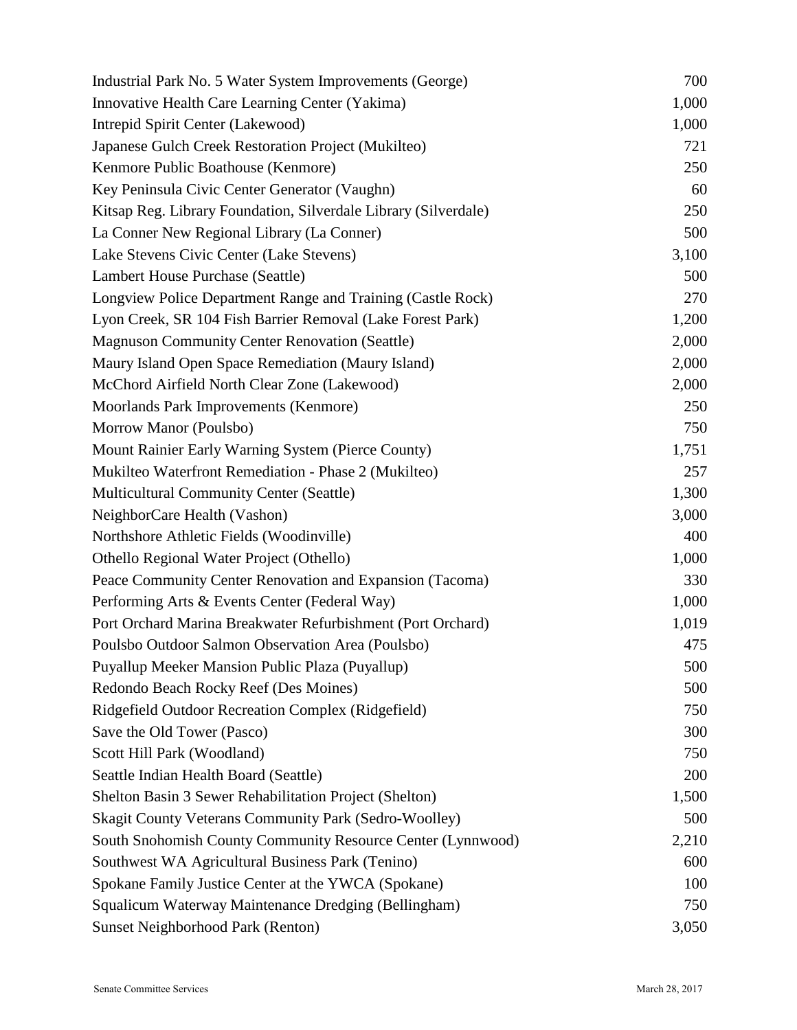| | |
|---|---|
| Industrial Park No. 5 Water System Improvements (George) | 700 |
| Innovative Health Care Learning Center (Yakima) | 1,000 |
| Intrepid Spirit Center (Lakewood) | 1,000 |
| Japanese Gulch Creek Restoration Project (Mukilteo) | 721 |
| Kenmore Public Boathouse (Kenmore) | 250 |
| Key Peninsula Civic Center Generator (Vaughn) | 60 |
| Kitsap Reg. Library Foundation, Silverdale Library (Silverdale) | 250 |
| La Conner New Regional Library (La Conner) | 500 |
| Lake Stevens Civic Center (Lake Stevens) | 3,100 |
| Lambert House Purchase (Seattle) | 500 |
| Longview Police Department Range and Training (Castle Rock) | 270 |
| Lyon Creek, SR 104 Fish Barrier Removal (Lake Forest Park) | 1,200 |
| Magnuson Community Center Renovation (Seattle) | 2,000 |
| Maury Island Open Space Remediation (Maury Island) | 2,000 |
| McChord Airfield North Clear Zone (Lakewood) | 2,000 |
| Moorlands Park Improvements (Kenmore) | 250 |
| Morrow Manor (Poulsbo) | 750 |
| Mount Rainier Early Warning System (Pierce County) | 1,751 |
| Mukilteo Waterfront Remediation - Phase 2 (Mukilteo) | 257 |
| Multicultural Community Center (Seattle) | 1,300 |
| NeighborCare Health (Vashon) | 3,000 |
| Northshore Athletic Fields (Woodinville) | 400 |
| Othello Regional Water Project (Othello) | 1,000 |
| Peace Community Center Renovation and Expansion (Tacoma) | 330 |
| Performing Arts & Events Center (Federal Way) | 1,000 |
| Port Orchard Marina Breakwater Refurbishment (Port Orchard) | 1,019 |
| Poulsbo Outdoor Salmon Observation Area (Poulsbo) | 475 |
| Puyallup Meeker Mansion Public Plaza (Puyallup) | 500 |
| Redondo Beach Rocky Reef (Des Moines) | 500 |
| Ridgefield Outdoor Recreation Complex (Ridgefield) | 750 |
| Save the Old Tower (Pasco) | 300 |
| Scott Hill Park (Woodland) | 750 |
| Seattle Indian Health Board (Seattle) | 200 |
| Shelton Basin 3 Sewer Rehabilitation Project (Shelton) | 1,500 |
| Skagit County Veterans Community Park (Sedro-Woolley) | 500 |
| South Snohomish County Community Resource Center (Lynnwood) | 2,210 |
| Southwest WA Agricultural Business Park (Tenino) | 600 |
| Spokane Family Justice Center at the YWCA (Spokane) | 100 |
| Squalicum Waterway Maintenance Dredging (Bellingham) | 750 |
| Sunset Neighborhood Park (Renton) | 3,050 |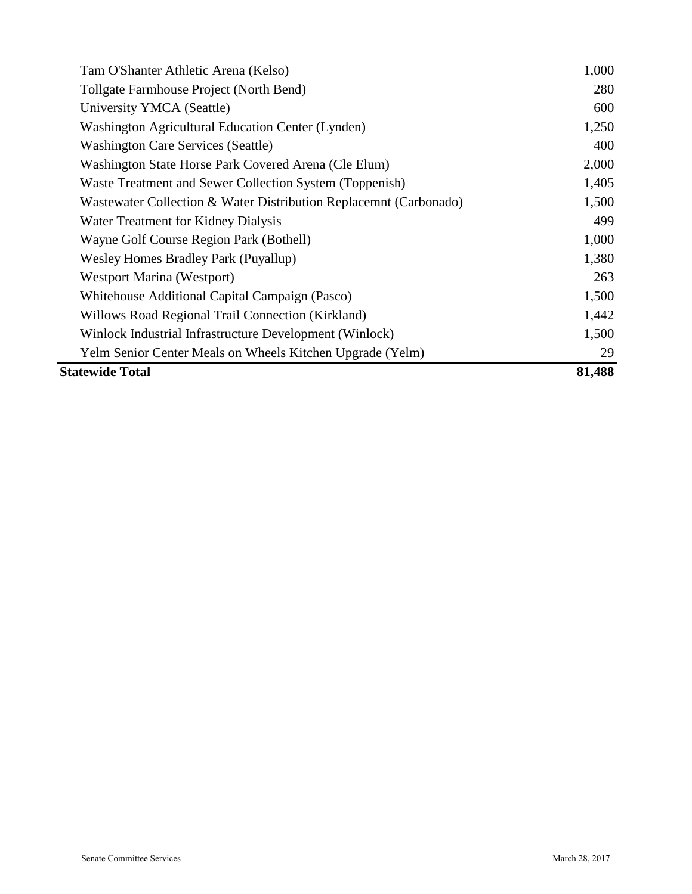| Project | Amount |
|---|---|
| Tam O'Shanter Athletic Arena (Kelso) | 1,000 |
| Tollgate Farmhouse Project (North Bend) | 280 |
| University YMCA (Seattle) | 600 |
| Washington Agricultural Education Center (Lynden) | 1,250 |
| Washington Care Services (Seattle) | 400 |
| Washington State Horse Park Covered Arena (Cle Elum) | 2,000 |
| Waste Treatment and Sewer Collection System (Toppenish) | 1,405 |
| Wastewater Collection & Water Distribution Replacemnt (Carbonado) | 1,500 |
| Water Treatment for Kidney Dialysis | 499 |
| Wayne Golf Course Region Park (Bothell) | 1,000 |
| Wesley Homes Bradley Park (Puyallup) | 1,380 |
| Westport Marina (Westport) | 263 |
| Whitehouse Additional Capital Campaign (Pasco) | 1,500 |
| Willows Road Regional Trail Connection (Kirkland) | 1,442 |
| Winlock Industrial Infrastructure Development (Winlock) | 1,500 |
| Yelm Senior Center Meals on Wheels Kitchen Upgrade (Yelm) | 29 |
| **Statewide Total** | **81,488** |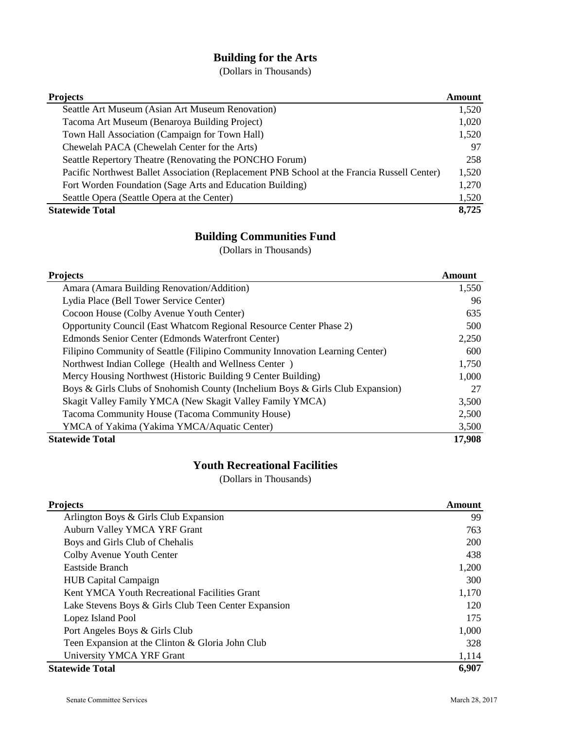## Building for the Arts

(Dollars in Thousands)

| Projects | Amount |
| --- | --- |
| Seattle Art Museum (Asian Art Museum Renovation) | 1,520 |
| Tacoma Art Museum (Benaroya Building Project) | 1,020 |
| Town Hall Association (Campaign for Town Hall) | 1,520 |
| Chewelah PACA (Chewelah Center for the Arts) | 97 |
| Seattle Repertory Theatre (Renovating the PONCHO Forum) | 258 |
| Pacific Northwest Ballet Association (Replacement PNB School at the Francia Russell Center) | 1,520 |
| Fort Worden Foundation (Sage Arts and Education Building) | 1,270 |
| Seattle Opera (Seattle Opera at the Center) | 1,520 |
| **Statewide Total** | **8,725** |

## Building Communities Fund

(Dollars in Thousands)

| Projects | Amount |
| --- | --- |
| Amara (Amara Building Renovation/Addition) | 1,550 |
| Lydia Place (Bell Tower Service Center) | 96 |
| Cocoon House (Colby Avenue Youth Center) | 635 |
| Opportunity Council (East Whatcom Regional Resource Center Phase 2) | 500 |
| Edmonds Senior Center (Edmonds Waterfront Center) | 2,250 |
| Filipino Community of Seattle (Filipino Community Innovation Learning Center) | 600 |
| Northwest Indian College (Health and Wellness Center ) | 1,750 |
| Mercy Housing Northwest (Historic Building 9 Center Building) | 1,000 |
| Boys & Girls Clubs of Snohomish County (Inchelium Boys & Girls Club Expansion) | 27 |
| Skagit Valley Family YMCA (New Skagit Valley Family YMCA) | 3,500 |
| Tacoma Community House (Tacoma Community House) | 2,500 |
| YMCA of Yakima (Yakima YMCA/Aquatic Center) | 3,500 |
| **Statewide Total** | **17,908** |

## Youth Recreational Facilities

(Dollars in Thousands)

| Projects | Amount |
| --- | --- |
| Arlington Boys & Girls Club Expansion | 99 |
| Auburn Valley YMCA YRF Grant | 763 |
| Boys and Girls Club of Chehalis | 200 |
| Colby Avenue Youth Center | 438 |
| Eastside Branch | 1,200 |
| HUB Capital Campaign | 300 |
| Kent YMCA Youth Recreational Facilities Grant | 1,170 |
| Lake Stevens Boys & Girls Club Teen Center Expansion | 120 |
| Lopez Island Pool | 175 |
| Port Angeles Boys & Girls Club | 1,000 |
| Teen Expansion at the Clinton & Gloria John Club | 328 |
| University YMCA YRF Grant | 1,114 |
| **Statewide Total** | **6,907** |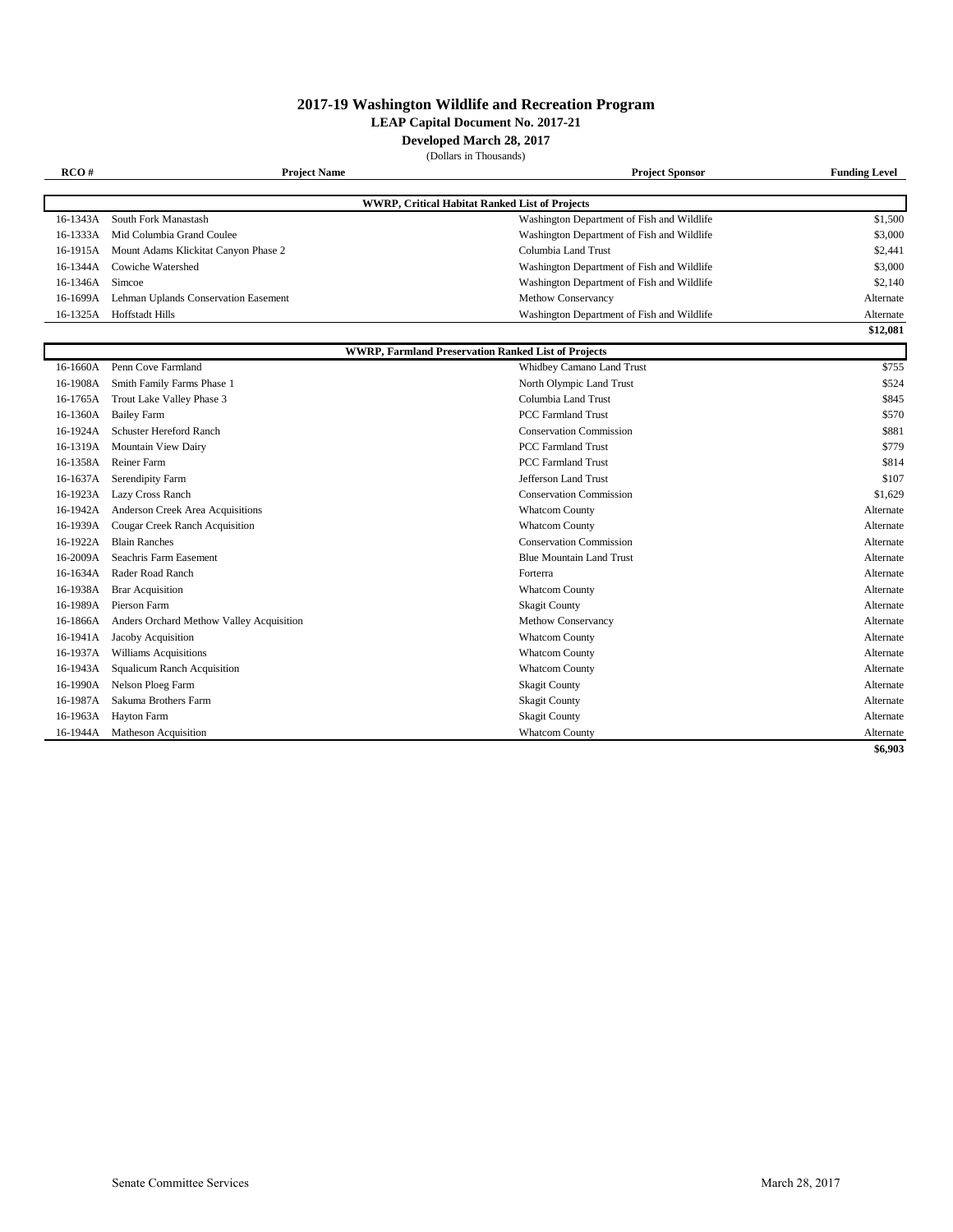# 2017-19 Washington Wildlife and Recreation Program

**LEAP Capital Document No. 2017-21**

**Developed March 28, 2017**

(Dollars in Thousands)

| RCO # | Project Name | Project Sponsor | Funding Level |
|---|---|---|---|
| | **WWRP, Critical Habitat Ranked List of Projects** | | |
| 16-1343A | South Fork Manastash | Washington Department of Fish and Wildlife | $1,500 |
| 16-1333A | Mid Columbia Grand Coulee | Washington Department of Fish and Wildlife | $3,000 |
| 16-1915A | Mount Adams Klickitat Canyon Phase 2 | Columbia Land Trust | $2,441 |
| 16-1344A | Cowiche Watershed | Washington Department of Fish and Wildlife | $3,000 |
| 16-1346A | Simcoe | Washington Department of Fish and Wildlife | $2,140 |
| 16-1699A | Lehman Uplands Conservation Easement | Methow Conservancy | Alternate |
| 16-1325A | Hoffstadt Hills | Washington Department of Fish and Wildlife | Alternate |
| | | | **$12,081** |
| | **WWRP, Farmland Preservation Ranked List of Projects** | | |
| 16-1660A | Penn Cove Farmland | Whidbey Camano Land Trust | $755 |
| 16-1908A | Smith Family Farms Phase 1 | North Olympic Land Trust | $524 |
| 16-1765A | Trout Lake Valley Phase 3 | Columbia Land Trust | $845 |
| 16-1360A | Bailey Farm | PCC Farmland Trust | $570 |
| 16-1924A | Schuster Hereford Ranch | Conservation Commission | $881 |
| 16-1319A | Mountain View Dairy | PCC Farmland Trust | $779 |
| 16-1358A | Reiner Farm | PCC Farmland Trust | $814 |
| 16-1637A | Serendipity Farm | Jefferson Land Trust | $107 |
| 16-1923A | Lazy Cross Ranch | Conservation Commission | $1,629 |
| 16-1942A | Anderson Creek Area Acquisitions | Whatcom County | Alternate |
| 16-1939A | Cougar Creek Ranch Acquisition | Whatcom County | Alternate |
| 16-1922A | Blain Ranches | Conservation Commission | Alternate |
| 16-2009A | Seachris Farm Easement | Blue Mountain Land Trust | Alternate |
| 16-1634A | Rader Road Ranch | Forterra | Alternate |
| 16-1938A | Brar Acquisition | Whatcom County | Alternate |
| 16-1989A | Pierson Farm | Skagit County | Alternate |
| 16-1866A | Anders Orchard Methow Valley Acquisition | Methow Conservancy | Alternate |
| 16-1941A | Jacoby Acquisition | Whatcom County | Alternate |
| 16-1937A | Williams Acquisitions | Whatcom County | Alternate |
| 16-1943A | Squalicum Ranch Acquisition | Whatcom County | Alternate |
| 16-1990A | Nelson Ploeg Farm | Skagit County | Alternate |
| 16-1987A | Sakuma Brothers Farm | Skagit County | Alternate |
| 16-1963A | Hayton Farm | Skagit County | Alternate |
| 16-1944A | Matheson Acquisition | Whatcom County | Alternate |
| | | | **$6,903** |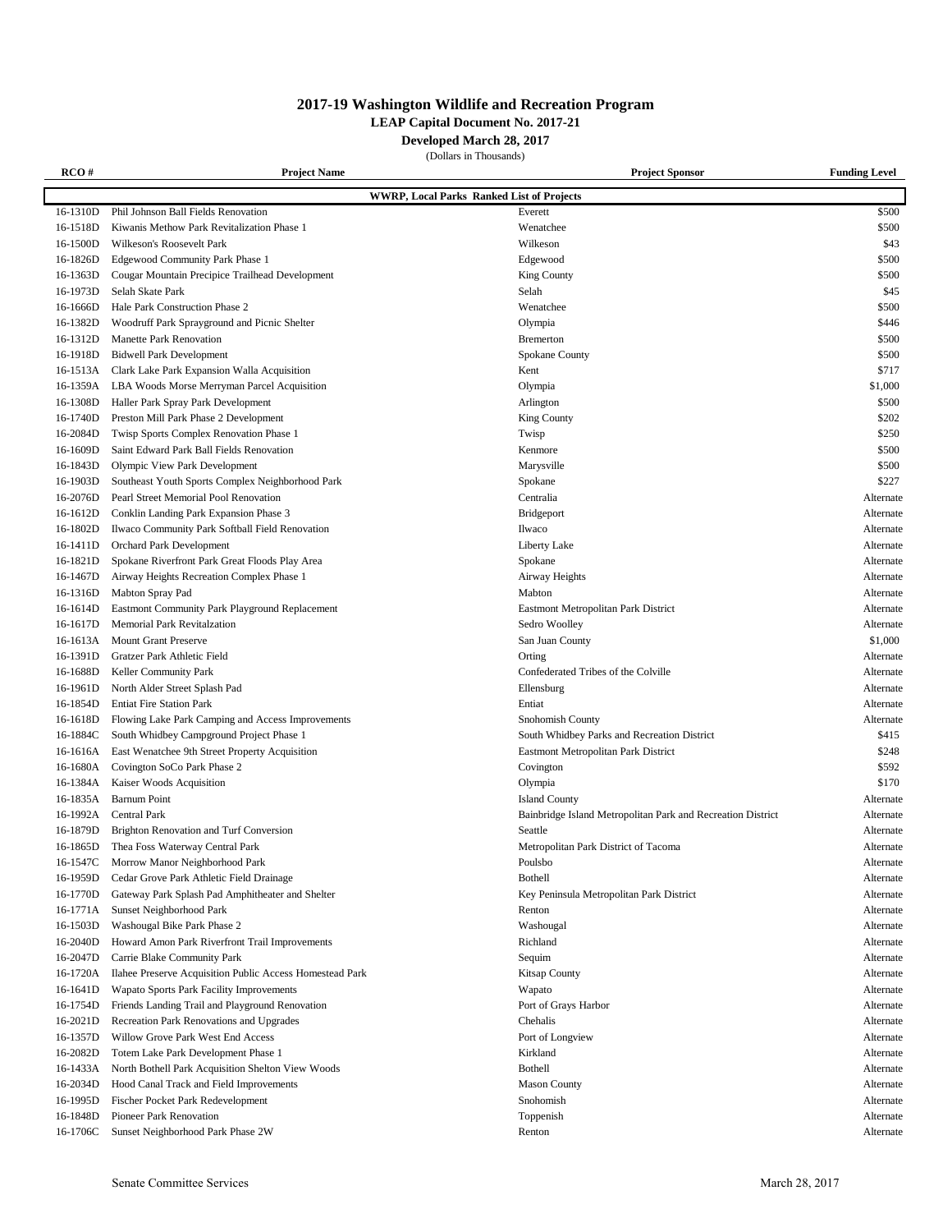## 2017-19 Washington Wildlife and Recreation Program

**LEAP Capital Document No. 2017-21**

**Developed March 28, 2017**

(Dollars in Thousands)

| RCO # | Project Name | Project Sponsor | Funding Level |
|---|---|---|---|
| | **WWRP, Local Parks Ranked List of Projects** | | |
| 16-1310D | Phil Johnson Ball Fields Renovation | Everett | $500 |
| 16-1518D | Kiwanis Methow Park Revitalization Phase 1 | Wenatchee | $500 |
| 16-1500D | Wilkeson's Roosevelt Park | Wilkeson | $43 |
| 16-1826D | Edgewood Community Park Phase 1 | Edgewood | $500 |
| 16-1363D | Cougar Mountain Precipice Trailhead Development | King County | $500 |
| 16-1973D | Selah Skate Park | Selah | $45 |
| 16-1666D | Hale Park Construction Phase 2 | Wenatchee | $500 |
| 16-1382D | Woodruff Park Sprayground and Picnic Shelter | Olympia | $446 |
| 16-1312D | Manette Park Renovation | Bremerton | $500 |
| 16-1918D | Bidwell Park Development | Spokane County | $500 |
| 16-1513A | Clark Lake Park Expansion Walla Acquisition | Kent | $717 |
| 16-1359A | LBA Woods Morse Merryman Parcel Acquisition | Olympia | $1,000 |
| 16-1308D | Haller Park Spray Park Development | Arlington | $500 |
| 16-1740D | Preston Mill Park Phase 2 Development | King County | $202 |
| 16-2084D | Twisp Sports Complex Renovation Phase 1 | Twisp | $250 |
| 16-1609D | Saint Edward Park Ball Fields Renovation | Kenmore | $500 |
| 16-1843D | Olympic View Park Development | Marysville | $500 |
| 16-1903D | Southeast Youth Sports Complex Neighborhood Park | Spokane | $227 |
| 16-2076D | Pearl Street Memorial Pool Renovation | Centralia | Alternate |
| 16-1612D | Conklin Landing Park Expansion Phase 3 | Bridgeport | Alternate |
| 16-1802D | Ilwaco Community Park Softball Field Renovation | Ilwaco | Alternate |
| 16-1411D | Orchard Park Development | Liberty Lake | Alternate |
| 16-1821D | Spokane Riverfront Park Great Floods Play Area | Spokane | Alternate |
| 16-1467D | Airway Heights Recreation Complex Phase 1 | Airway Heights | Alternate |
| 16-1316D | Mabton Spray Pad | Mabton | Alternate |
| 16-1614D | Eastmont Community Park Playground Replacement | Eastmont Metropolitan Park District | Alternate |
| 16-1617D | Memorial Park Revitalzation | Sedro Woolley | Alternate |
| 16-1613A | Mount Grant Preserve | San Juan County | $1,000 |
| 16-1391D | Gratzer Park Athletic Field | Orting | Alternate |
| 16-1688D | Keller Community Park | Confederated Tribes of the Colville | Alternate |
| 16-1961D | North Alder Street Splash Pad | Ellensburg | Alternate |
| 16-1854D | Entiat Fire Station Park | Entiat | Alternate |
| 16-1618D | Flowing Lake Park Camping and Access Improvements | Snohomish County | Alternate |
| 16-1884C | South Whidbey Campground Project Phase 1 | South Whidbey Parks and Recreation District | $415 |
| 16-1616A | East Wenatchee 9th Street Property Acquisition | Eastmont Metropolitan Park District | $248 |
| 16-1680A | Covington SoCo Park Phase 2 | Covington | $592 |
| 16-1384A | Kaiser Woods Acquisition | Olympia | $170 |
| 16-1835A | Barnum Point | Island County | Alternate |
| 16-1992A | Central Park | Bainbridge Island Metropolitan Park and Recreation District | Alternate |
| 16-1879D | Brighton Renovation and Turf Conversion | Seattle | Alternate |
| 16-1865D | Thea Foss Waterway Central Park | Metropolitan Park District of Tacoma | Alternate |
| 16-1547C | Morrow Manor Neighborhood Park | Poulsbo | Alternate |
| 16-1959D | Cedar Grove Park Athletic Field Drainage | Bothell | Alternate |
| 16-1770D | Gateway Park Splash Pad Amphitheater and Shelter | Key Peninsula Metropolitan Park District | Alternate |
| 16-1771A | Sunset Neighborhood Park | Renton | Alternate |
| 16-1503D | Washougal Bike Park Phase 2 | Washougal | Alternate |
| 16-2040D | Howard Amon Park Riverfront Trail Improvements | Richland | Alternate |
| 16-2047D | Carrie Blake Community Park | Sequim | Alternate |
| 16-1720A | Ilahee Preserve Acquisition Public Access Homestead Park | Kitsap County | Alternate |
| 16-1641D | Wapato Sports Park Facility Improvements | Wapato | Alternate |
| 16-1754D | Friends Landing Trail and Playground Renovation | Port of Grays Harbor | Alternate |
| 16-2021D | Recreation Park Renovations and Upgrades | Chehalis | Alternate |
| 16-1357D | Willow Grove Park West End Access | Port of Longview | Alternate |
| 16-2082D | Totem Lake Park Development Phase 1 | Kirkland | Alternate |
| 16-1433A | North Bothell Park Acquisition Shelton View Woods | Bothell | Alternate |
| 16-2034D | Hood Canal Track and Field Improvements | Mason County | Alternate |
| 16-1995D | Fischer Pocket Park Redevelopment | Snohomish | Alternate |
| 16-1848D | Pioneer Park Renovation | Toppenish | Alternate |
| 16-1706C | Sunset Neighborhood Park Phase 2W | Renton | Alternate |

Senate Committee Services March 28, 2017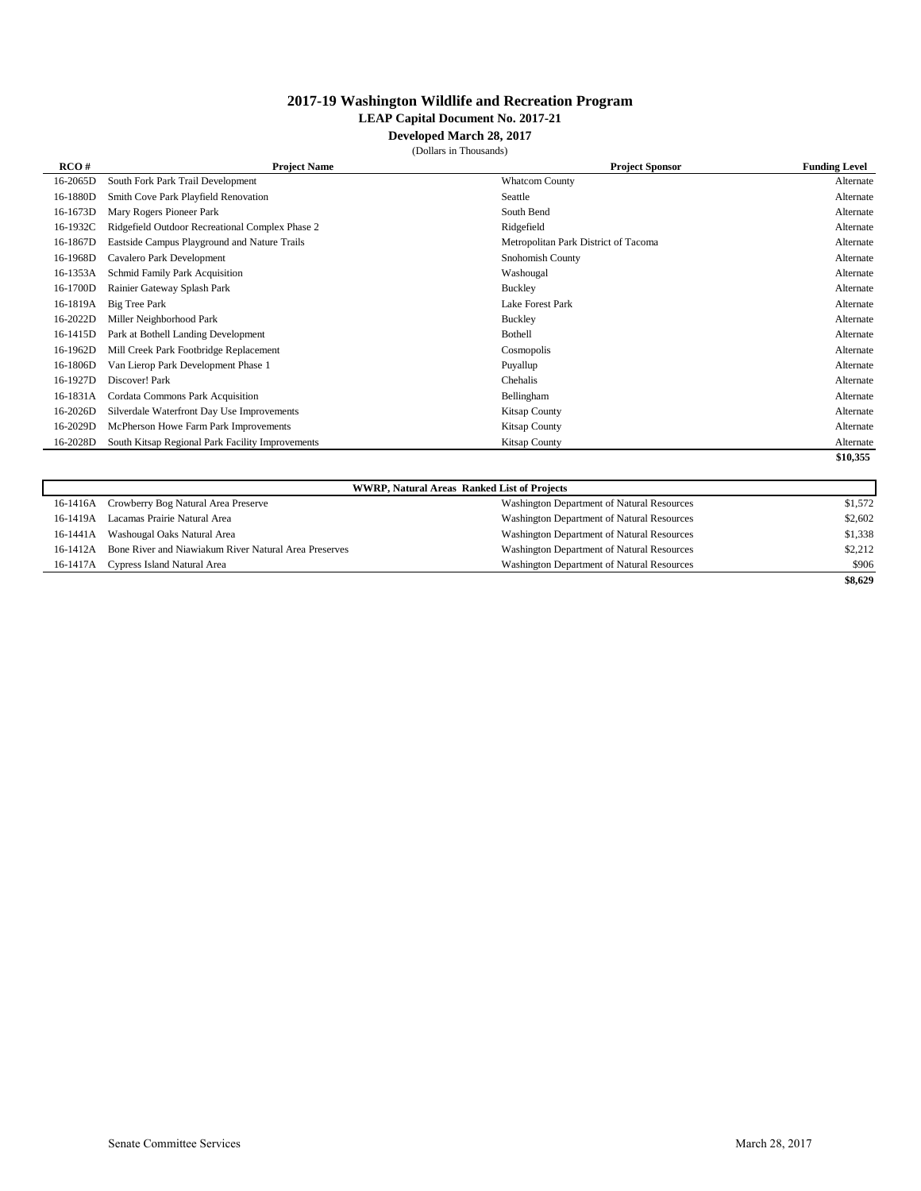# 2017-19 Washington Wildlife and Recreation Program

**LEAP Capital Document No. 2017-21**

**Developed March 28, 2017**

(Dollars in Thousands)

| RCO # | Project Name | Project Sponsor | Funding Level |
|---|---|---|---|
| 16-2065D | South Fork Park Trail Development | Whatcom County | Alternate |
| 16-1880D | Smith Cove Park Playfield Renovation | Seattle | Alternate |
| 16-1673D | Mary Rogers Pioneer Park | South Bend | Alternate |
| 16-1932C | Ridgefield Outdoor Recreational Complex Phase 2 | Ridgefield | Alternate |
| 16-1867D | Eastside Campus Playground and Nature Trails | Metropolitan Park District of Tacoma | Alternate |
| 16-1968D | Cavalero Park Development | Snohomish County | Alternate |
| 16-1353A | Schmid Family Park Acquisition | Washougal | Alternate |
| 16-1700D | Rainier Gateway Splash Park | Buckley | Alternate |
| 16-1819A | Big Tree Park | Lake Forest Park | Alternate |
| 16-2022D | Miller Neighborhood Park | Buckley | Alternate |
| 16-1415D | Park at Bothell Landing Development | Bothell | Alternate |
| 16-1962D | Mill Creek Park Footbridge Replacement | Cosmopolis | Alternate |
| 16-1806D | Van Lierop Park Development Phase 1 | Puyallup | Alternate |
| 16-1927D | Discover! Park | Chehalis | Alternate |
| 16-1831A | Cordata Commons Park Acquisition | Bellingham | Alternate |
| 16-2026D | Silverdale Waterfront Day Use Improvements | Kitsap County | Alternate |
| 16-2029D | McPherson Howe Farm Park Improvements | Kitsap County | Alternate |
| 16-2028D | South Kitsap Regional Park Facility Improvements | Kitsap County | Alternate |
| | | | **$10,355** |

| WWRP, Natural Areas Ranked List of Projects | | | |
|---|---|---|---|
| 16-1416A | Crowberry Bog Natural Area Preserve | Washington Department of Natural Resources | $1,572 |
| 16-1419A | Lacamas Prairie Natural Area | Washington Department of Natural Resources | $2,602 |
| 16-1441A | Washougal Oaks Natural Area | Washington Department of Natural Resources | $1,338 |
| 16-1412A | Bone River and Niawiakum River Natural Area Preserves | Washington Department of Natural Resources | $2,212 |
| 16-1417A | Cypress Island Natural Area | Washington Department of Natural Resources | $906 |
| | | | **$8,629** |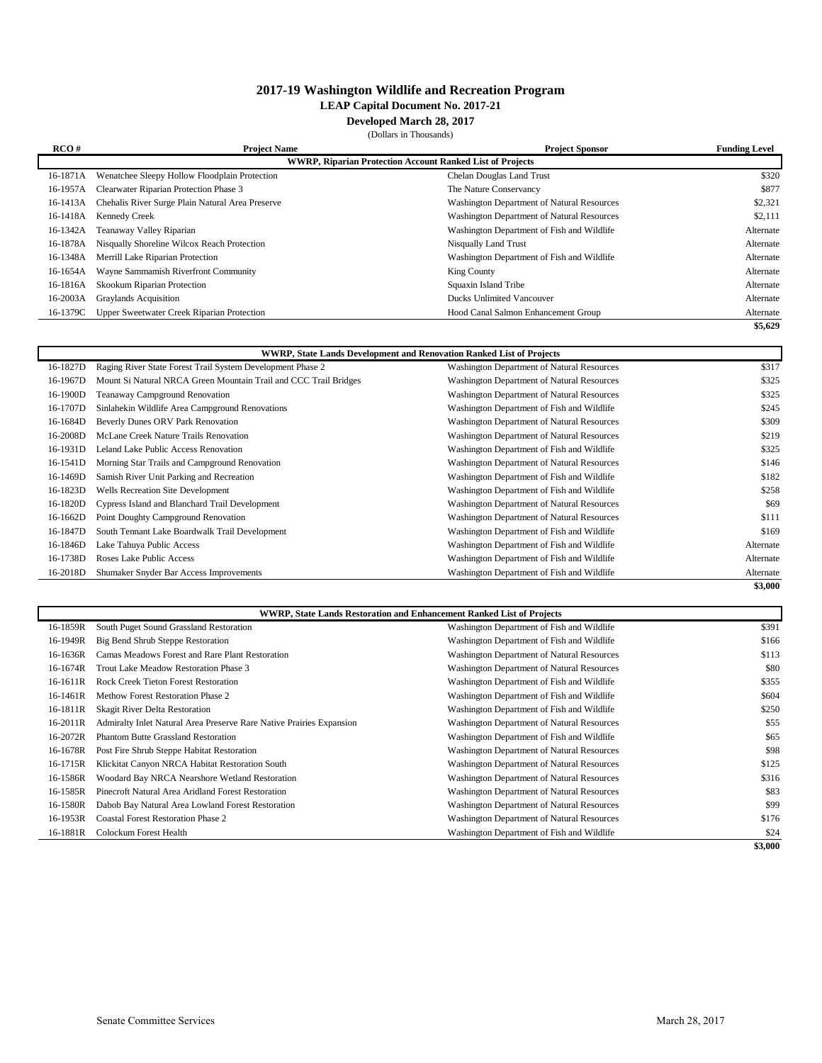# 2017-19 Washington Wildlife and Recreation Program

**LEAP Capital Document No. 2017-21**

**Developed March 28, 2017**

(Dollars in Thousands)

| RCO # | Project Name | Project Sponsor | Funding Level |
|---|---|---|---|
| | **WWRP, Riparian Protection Account Ranked List of Projects** | | |
| 16-1871A | Wenatchee Sleepy Hollow Floodplain Protection | Chelan Douglas Land Trust | $320 |
| 16-1957A | Clearwater Riparian Protection Phase 3 | The Nature Conservancy | $877 |
| 16-1413A | Chehalis River Surge Plain Natural Area Preserve | Washington Department of Natural Resources | $2,321 |
| 16-1418A | Kennedy Creek | Washington Department of Natural Resources | $2,111 |
| 16-1342A | Teanaway Valley Riparian | Washington Department of Fish and Wildlife | Alternate |
| 16-1878A | Nisqually Shoreline Wilcox Reach Protection | Nisqually Land Trust | Alternate |
| 16-1348A | Merrill Lake Riparian Protection | Washington Department of Fish and Wildlife | Alternate |
| 16-1654A | Wayne Sammamish Riverfront Community | King County | Alternate |
| 16-1816A | Skookum Riparian Protection | Squaxin Island Tribe | Alternate |
| 16-2003A | Graylands Acquisition | Ducks Unlimited Vancouver | Alternate |
| 16-1379C | Upper Sweetwater Creek Riparian Protection | Hood Canal Salmon Enhancement Group | Alternate |
| | | | **$5,629** |

| RCO # | Project Name | Project Sponsor | Funding Level |
|---|---|---|---|
| | **WWRP, State Lands Development and Renovation Ranked List of Projects** | | |
| 16-1827D | Raging River State Forest Trail System Development Phase 2 | Washington Department of Natural Resources | $317 |
| 16-1967D | Mount Si Natural NRCA Green Mountain Trail and CCC Trail Bridges | Washington Department of Natural Resources | $325 |
| 16-1900D | Teanaway Campground Renovation | Washington Department of Natural Resources | $325 |
| 16-1707D | Sinlahekin Wildlife Area Campground Renovations | Washington Department of Fish and Wildlife | $245 |
| 16-1684D | Beverly Dunes ORV Park Renovation | Washington Department of Natural Resources | $309 |
| 16-2008D | McLane Creek Nature Trails Renovation | Washington Department of Natural Resources | $219 |
| 16-1931D | Leland Lake Public Access Renovation | Washington Department of Fish and Wildlife | $325 |
| 16-1541D | Morning Star Trails and Campground Renovation | Washington Department of Natural Resources | $146 |
| 16-1469D | Samish River Unit Parking and Recreation | Washington Department of Fish and Wildlife | $182 |
| 16-1823D | Wells Recreation Site Development | Washington Department of Fish and Wildlife | $258 |
| 16-1820D | Cypress Island and Blanchard Trail Development | Washington Department of Natural Resources | $69 |
| 16-1662D | Point Doughty Campground Renovation | Washington Department of Natural Resources | $111 |
| 16-1847D | South Tennant Lake Boardwalk Trail Development | Washington Department of Fish and Wildlife | $169 |
| 16-1846D | Lake Tahuya Public Access | Washington Department of Fish and Wildlife | Alternate |
| 16-1738D | Roses Lake Public Access | Washington Department of Fish and Wildlife | Alternate |
| 16-2018D | Shumaker Snyder Bar Access Improvements | Washington Department of Fish and Wildlife | Alternate |
| | | | **$3,000** |

| RCO # | Project Name | Project Sponsor | Funding Level |
|---|---|---|---|
| | **WWRP, State Lands Restoration and Enhancement Ranked List of Projects** | | |
| 16-1859R | South Puget Sound Grassland Restoration | Washington Department of Fish and Wildlife | $391 |
| 16-1949R | Big Bend Shrub Steppe Restoration | Washington Department of Fish and Wildlife | $166 |
| 16-1636R | Camas Meadows Forest and Rare Plant Restoration | Washington Department of Natural Resources | $113 |
| 16-1674R | Trout Lake Meadow Restoration Phase 3 | Washington Department of Natural Resources | $80 |
| 16-1611R | Rock Creek Tieton Forest Restoration | Washington Department of Fish and Wildlife | $355 |
| 16-1461R | Methow Forest Restoration Phase 2 | Washington Department of Fish and Wildlife | $604 |
| 16-1811R | Skagit River Delta Restoration | Washington Department of Fish and Wildlife | $250 |
| 16-2011R | Admiralty Inlet Natural Area Preserve Rare Native Prairies Expansion | Washington Department of Natural Resources | $55 |
| 16-2072R | Phantom Butte Grassland Restoration | Washington Department of Fish and Wildlife | $65 |
| 16-1678R | Post Fire Shrub Steppe Habitat Restoration | Washington Department of Natural Resources | $98 |
| 16-1715R | Klickitat Canyon NRCA Habitat Restoration South | Washington Department of Natural Resources | $125 |
| 16-1586R | Woodard Bay NRCA Nearshore Wetland Restoration | Washington Department of Natural Resources | $316 |
| 16-1585R | Pinecroft Natural Area Aridland Forest Restoration | Washington Department of Natural Resources | $83 |
| 16-1580R | Dabob Bay Natural Area Lowland Forest Restoration | Washington Department of Natural Resources | $99 |
| 16-1953R | Coastal Forest Restoration Phase 2 | Washington Department of Natural Resources | $176 |
| 16-1881R | Colockum Forest Health | Washington Department of Fish and Wildlife | $24 |
| | | | **$3,000** |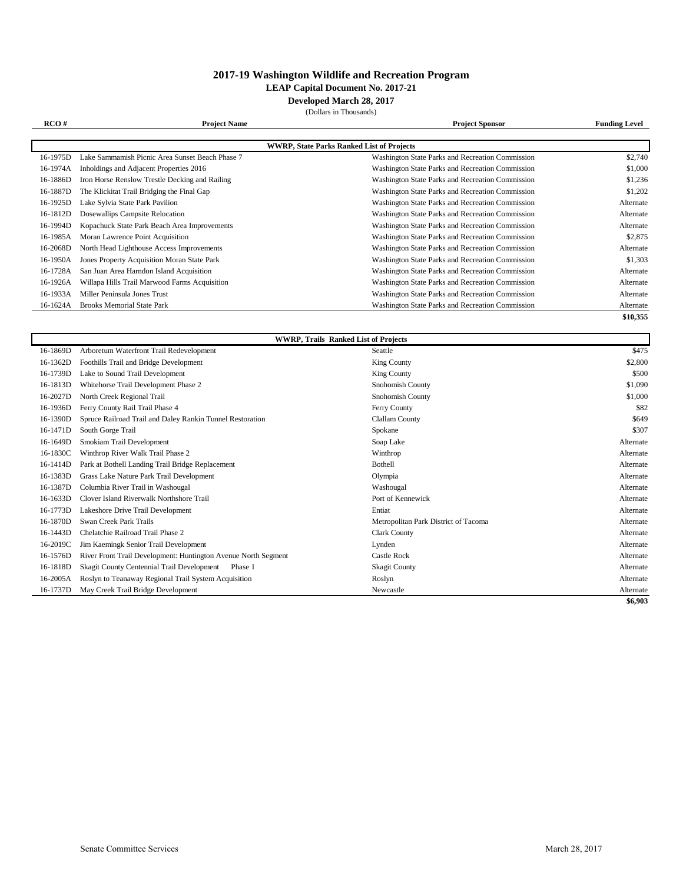# 2017-19 Washington Wildlife and Recreation Program

**LEAP Capital Document No. 2017-21**

**Developed March 28, 2017**

(Dollars in Thousands)

| RCO # | Project Name | Project Sponsor | Funding Level |
|---|---|---|---|
| | **WWRP, State Parks Ranked List of Projects** | | |
| 16-1975D | Lake Sammamish Picnic Area Sunset Beach Phase 7 | Washington State Parks and Recreation Commission | $2,740 |
| 16-1974A | Inholdings and Adjacent Properties 2016 | Washington State Parks and Recreation Commission | $1,000 |
| 16-1886D | Iron Horse Renslow Trestle Decking and Railing | Washington State Parks and Recreation Commission | $1,236 |
| 16-1887D | The Klickitat Trail Bridging the Final Gap | Washington State Parks and Recreation Commission | $1,202 |
| 16-1925D | Lake Sylvia State Park Pavilion | Washington State Parks and Recreation Commission | Alternate |
| 16-1812D | Dosewallips Campsite Relocation | Washington State Parks and Recreation Commission | Alternate |
| 16-1994D | Kopachuck State Park Beach Area Improvements | Washington State Parks and Recreation Commission | Alternate |
| 16-1985A | Moran Lawrence Point Acquisition | Washington State Parks and Recreation Commission | $2,875 |
| 16-2068D | North Head Lighthouse Access Improvements | Washington State Parks and Recreation Commission | Alternate |
| 16-1950A | Jones Property Acquisition Moran State Park | Washington State Parks and Recreation Commission | $1,303 |
| 16-1728A | San Juan Area Harndon Island Acquisition | Washington State Parks and Recreation Commission | Alternate |
| 16-1926A | Willapa Hills Trail Marwood Farms Acquisition | Washington State Parks and Recreation Commission | Alternate |
| 16-1933A | Miller Peninsula Jones Trust | Washington State Parks and Recreation Commission | Alternate |
| 16-1624A | Brooks Memorial State Park | Washington State Parks and Recreation Commission | Alternate |
| | | | **$10,355** |
| | **WWRP, Trails Ranked List of Projects** | | |
| 16-1869D | Arboretum Waterfront Trail Redevelopment | Seattle | $475 |
| 16-1362D | Foothills Trail and Bridge Development | King County | $2,800 |
| 16-1739D | Lake to Sound Trail Development | King County | $500 |
| 16-1813D | Whitehorse Trail Development Phase 2 | Snohomish County | $1,090 |
| 16-2027D | North Creek Regional Trail | Snohomish County | $1,000 |
| 16-1936D | Ferry County Rail Trail Phase 4 | Ferry County | $82 |
| 16-1390D | Spruce Railroad Trail and Daley Rankin Tunnel Restoration | Clallam County | $649 |
| 16-1471D | South Gorge Trail | Spokane | $307 |
| 16-1649D | Smokiam Trail Development | Soap Lake | Alternate |
| 16-1830C | Winthrop River Walk Trail Phase 2 | Winthrop | Alternate |
| 16-1414D | Park at Bothell Landing Trail Bridge Replacement | Bothell | Alternate |
| 16-1383D | Grass Lake Nature Park Trail Development | Olympia | Alternate |
| 16-1387D | Columbia River Trail in Washougal | Washougal | Alternate |
| 16-1633D | Clover Island Riverwalk Northshore Trail | Port of Kennewick | Alternate |
| 16-1773D | Lakeshore Drive Trail Development | Entiat | Alternate |
| 16-1870D | Swan Creek Park Trails | Metropolitan Park District of Tacoma | Alternate |
| 16-1443D | Chelatchie Railroad Trail Phase 2 | Clark County | Alternate |
| 16-2019C | Jim Kaemingk Senior Trail Development | Lynden | Alternate |
| 16-1576D | River Front Trail Development: Huntington Avenue North Segment | Castle Rock | Alternate |
| 16-1818D | Skagit County Centennial Trail Development Phase 1 | Skagit County | Alternate |
| 16-2005A | Roslyn to Teanaway Regional Trail System Acquisition | Roslyn | Alternate |
| 16-1737D | May Creek Trail Bridge Development | Newcastle | Alternate |
| | | | **$6,903** |

Senate Committee Services March 28, 2017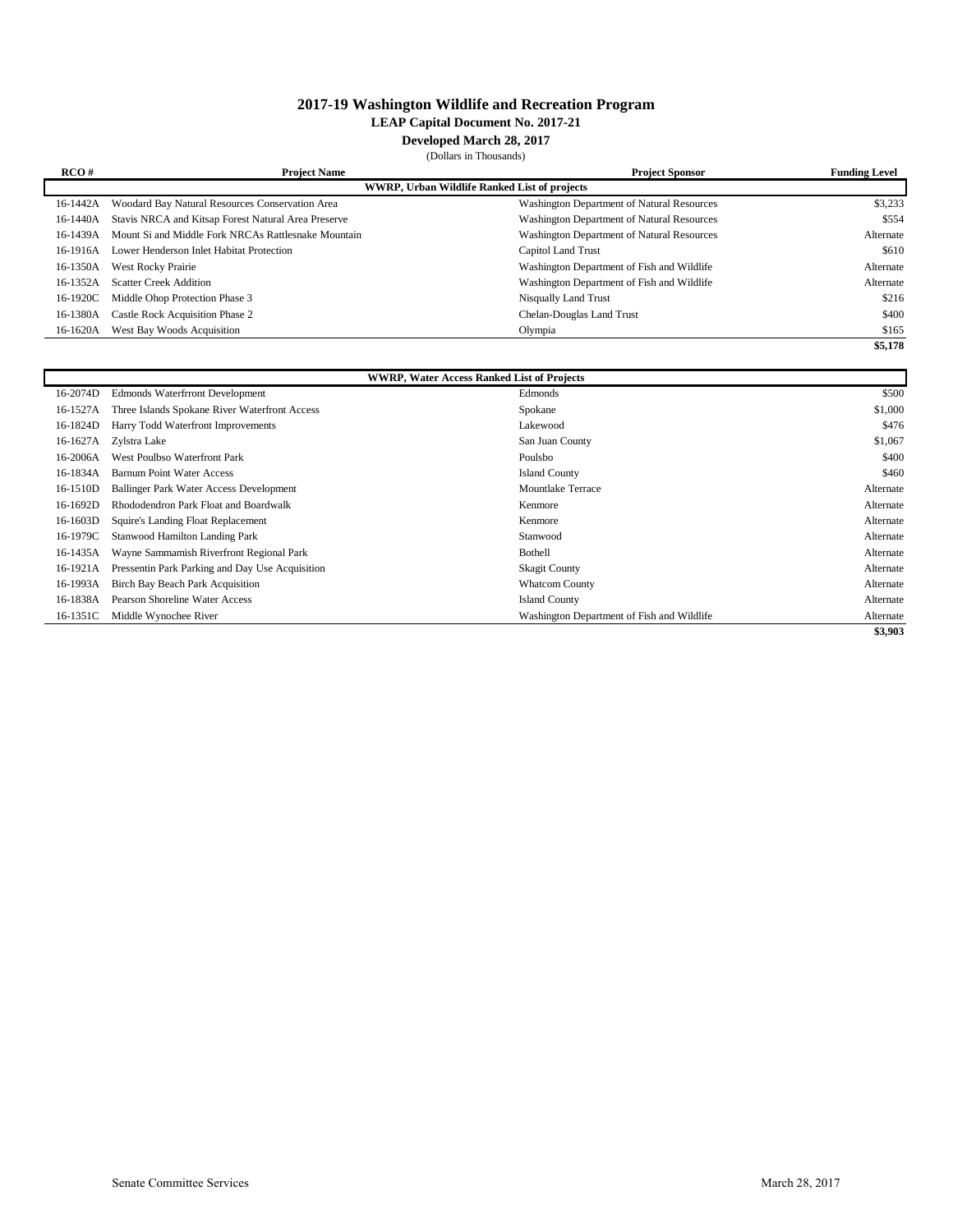# 2017-19 Washington Wildlife and Recreation Program

**LEAP Capital Document No. 2017-21**

**Developed March 28, 2017**

(Dollars in Thousands)

| RCO # | Project Name | Project Sponsor | Funding Level |
|---|---|---|---|
| | **WWRP, Urban Wildlife Ranked List of projects** | | |
| 16-1442A | Woodard Bay Natural Resources Conservation Area | Washington Department of Natural Resources | $3,233 |
| 16-1440A | Stavis NRCA and Kitsap Forest Natural Area Preserve | Washington Department of Natural Resources | $554 |
| 16-1439A | Mount Si and Middle Fork NRCAs Rattlesnake Mountain | Washington Department of Natural Resources | Alternate |
| 16-1916A | Lower Henderson Inlet Habitat Protection | Capitol Land Trust | $610 |
| 16-1350A | West Rocky Prairie | Washington Department of Fish and Wildlife | Alternate |
| 16-1352A | Scatter Creek Addition | Washington Department of Fish and Wildlife | Alternate |
| 16-1920C | Middle Ohop Protection Phase 3 | Nisqually Land Trust | $216 |
| 16-1380A | Castle Rock Acquisition Phase 2 | Chelan-Douglas Land Trust | $400 |
| 16-1620A | West Bay Woods Acquisition | Olympia | $165 |
| | | | **$5,178** |

| RCO # | Project Name | Project Sponsor | Funding Level |
|---|---|---|---|
| | **WWRP, Water Access Ranked List of Projects** | | |
| 16-2074D | Edmonds Waterfrront Development | Edmonds | $500 |
| 16-1527A | Three Islands Spokane River Waterfront Access | Spokane | $1,000 |
| 16-1824D | Harry Todd Waterfront Improvements | Lakewood | $476 |
| 16-1627A | Zylstra Lake | San Juan County | $1,067 |
| 16-2006A | West Poulbso Waterfront Park | Poulsbo | $400 |
| 16-1834A | Barnum Point Water Access | Island County | $460 |
| 16-1510D | Ballinger Park Water Access Development | Mountlake Terrace | Alternate |
| 16-1692D | Rhododendron Park Float and Boardwalk | Kenmore | Alternate |
| 16-1603D | Squire's Landing Float Replacement | Kenmore | Alternate |
| 16-1979C | Stanwood Hamilton Landing Park | Stanwood | Alternate |
| 16-1435A | Wayne Sammamish Riverfront Regional Park | Bothell | Alternate |
| 16-1921A | Pressentin Park Parking and Day Use Acquisition | Skagit County | Alternate |
| 16-1993A | Birch Bay Beach Park Acquisition | Whatcom County | Alternate |
| 16-1838A | Pearson Shoreline Water Access | Island County | Alternate |
| 16-1351C | Middle Wynochee River | Washington Department of Fish and Wildlife | Alternate |
| | | | **$3,903** |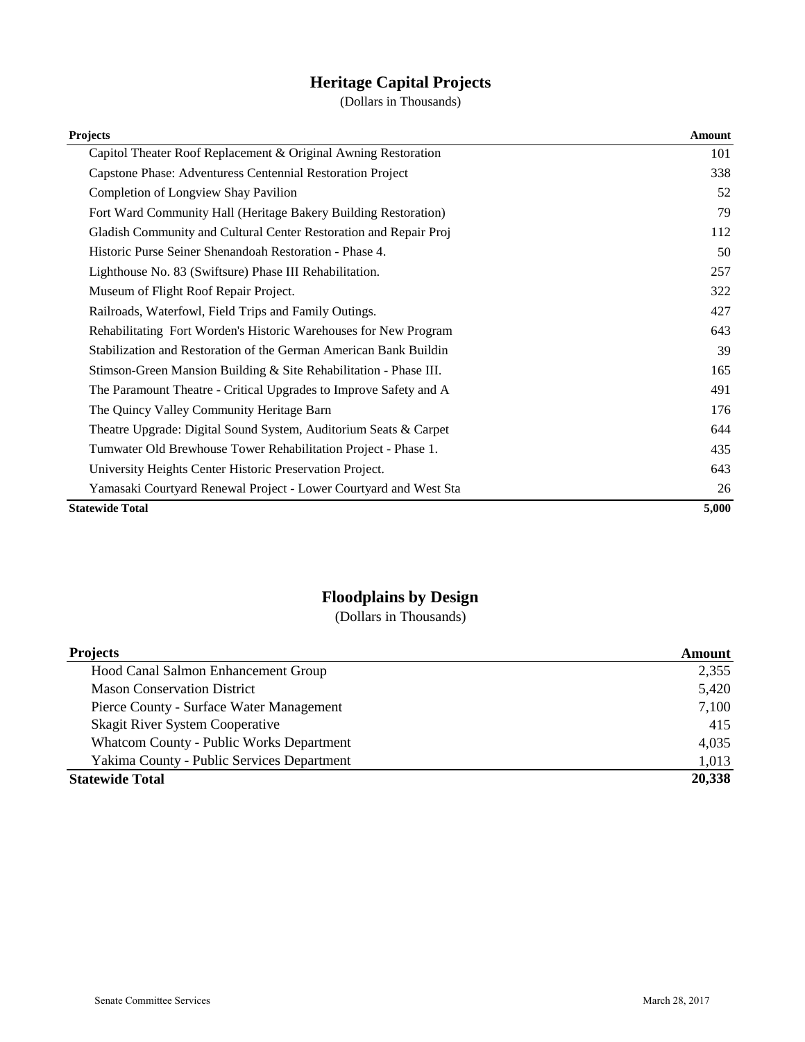## Heritage Capital Projects

(Dollars in Thousands)

| Projects | Amount |
|---|---|
| Capitol Theater Roof Replacement & Original Awning Restoration | 101 |
| Capstone Phase: Adventuress Centennial Restoration Project | 338 |
| Completion of Longview Shay Pavilion | 52 |
| Fort Ward Community Hall (Heritage Bakery Building Restoration) | 79 |
| Gladish Community and Cultural Center Restoration and Repair Proj | 112 |
| Historic Purse Seiner Shenandoah Restoration - Phase 4. | 50 |
| Lighthouse No. 83 (Swiftsure) Phase III Rehabilitation. | 257 |
| Museum of Flight Roof Repair Project. | 322 |
| Railroads, Waterfowl, Field Trips and Family Outings. | 427 |
| Rehabilitating Fort Worden's Historic Warehouses for New Program | 643 |
| Stabilization and Restoration of the German American Bank Buildin | 39 |
| Stimson-Green Mansion Building & Site Rehabilitation - Phase III. | 165 |
| The Paramount Theatre - Critical Upgrades to Improve Safety and A | 491 |
| The Quincy Valley Community Heritage Barn | 176 |
| Theatre Upgrade: Digital Sound System, Auditorium Seats & Carpet | 644 |
| Tumwater Old Brewhouse Tower Rehabilitation Project - Phase 1. | 435 |
| University Heights Center Historic Preservation Project. | 643 |
| Yamasaki Courtyard Renewal Project - Lower Courtyard and West Sta | 26 |
| **Statewide Total** | **5,000** |

## Floodplains by Design

(Dollars in Thousands)

| Projects | Amount |
|---|---|
| Hood Canal Salmon Enhancement Group | 2,355 |
| Mason Conservation District | 5,420 |
| Pierce County - Surface Water Management | 7,100 |
| Skagit River System Cooperative | 415 |
| Whatcom County - Public Works Department | 4,035 |
| Yakima County - Public Services Department | 1,013 |
| **Statewide Total** | **20,338** |

Senate Committee Services　　March 28, 2017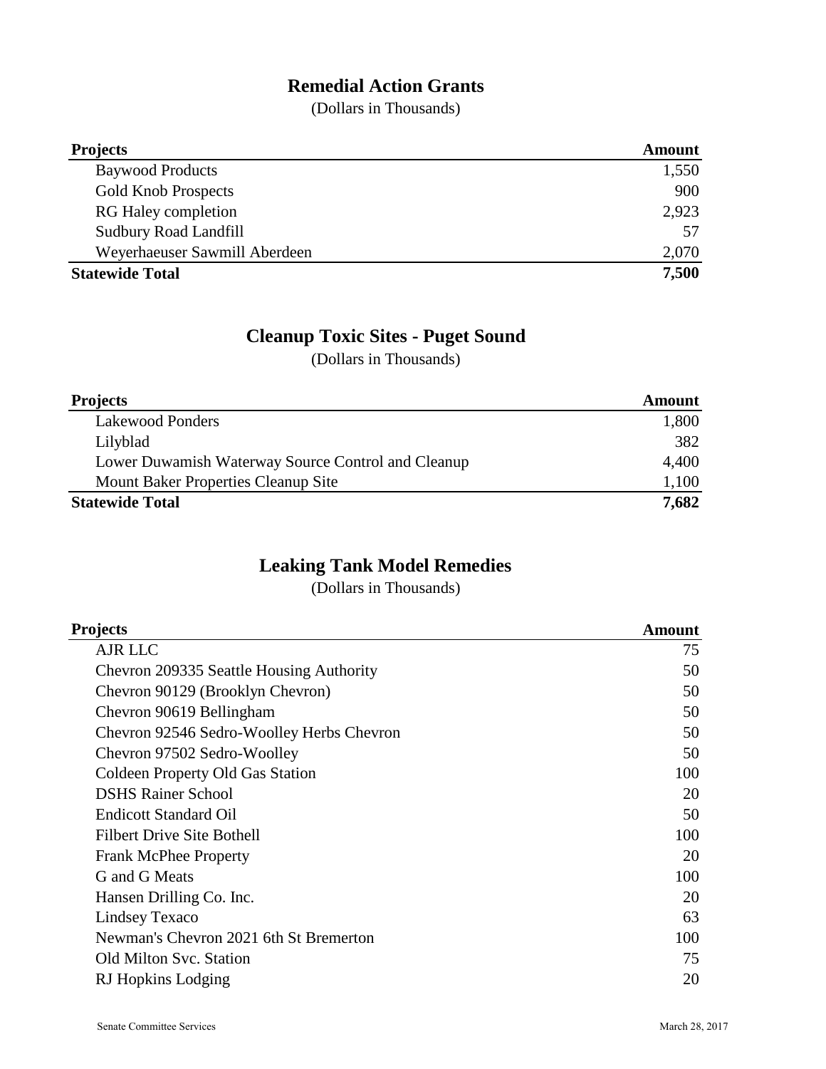## Remedial Action Grants

(Dollars in Thousands)

| Projects | Amount |
| --- | --- |
| Baywood Products | 1,550 |
| Gold Knob Prospects | 900 |
| RG Haley completion | 2,923 |
| Sudbury Road Landfill | 57 |
| Weyerhaeuser Sawmill Aberdeen | 2,070 |
| **Statewide Total** | **7,500** |

## Cleanup Toxic Sites - Puget Sound

(Dollars in Thousands)

| Projects | Amount |
| --- | --- |
| Lakewood Ponders | 1,800 |
| Lilyblad | 382 |
| Lower Duwamish Waterway Source Control and Cleanup | 4,400 |
| Mount Baker Properties Cleanup Site | 1,100 |
| **Statewide Total** | **7,682** |

## Leaking Tank Model Remedies

(Dollars in Thousands)

| Projects | Amount |
| --- | --- |
| AJR LLC | 75 |
| Chevron 209335 Seattle Housing Authority | 50 |
| Chevron 90129 (Brooklyn Chevron) | 50 |
| Chevron 90619 Bellingham | 50 |
| Chevron 92546 Sedro-Woolley Herbs Chevron | 50 |
| Chevron 97502 Sedro-Woolley | 50 |
| Coldeen Property Old Gas Station | 100 |
| DSHS Rainer School | 20 |
| Endicott Standard Oil | 50 |
| Filbert Drive Site Bothell | 100 |
| Frank McPhee Property | 20 |
| G and G Meats | 100 |
| Hansen Drilling Co. Inc. | 20 |
| Lindsey Texaco | 63 |
| Newman's Chevron 2021 6th St Bremerton | 100 |
| Old Milton Svc. Station | 75 |
| RJ Hopkins Lodging | 20 |